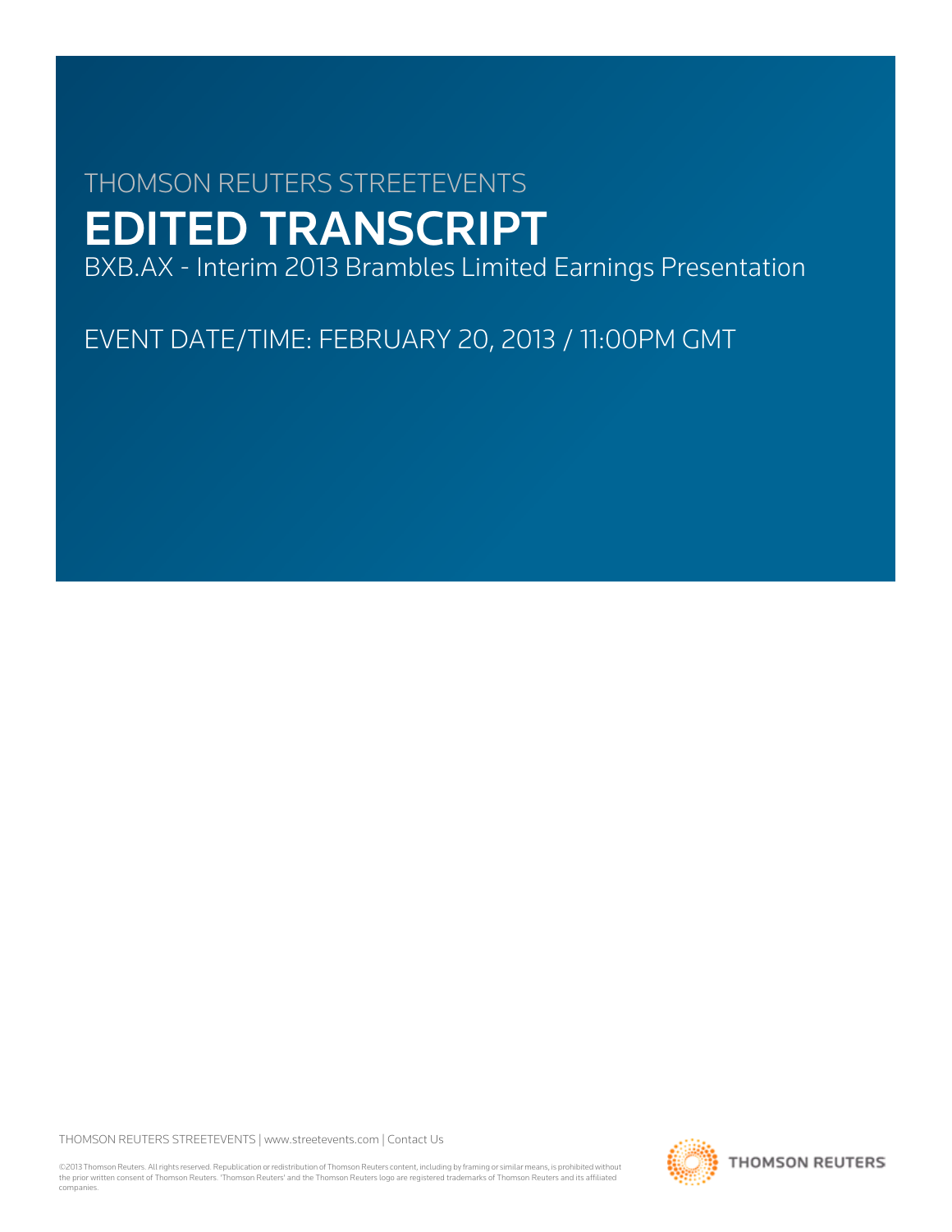THOMSON REUTERS STREETEVENTS

# EDITED TRANSCRIPT

BXB.AX - Interim 2013 Brambles Limited Earnings Presentation

EVENT DATE/TIME: FEBRUARY 20, 2013 / 11:00PM GMT

THOMSON REUTERS STREETEVENTS | www.streetevents.com | Contact Us

©2013 Thomson Reuters. All rights reserved. Republication or redistribution of Thomson Reuters content, including by framing or similar means, is prohibited without the prior written consent of Thomson Reuters. 'Thomson Reuters' and the Thomson Reuters logo are registered trademarks of Thomson Reuters and its affiliated companies.

THOMSON REUTERS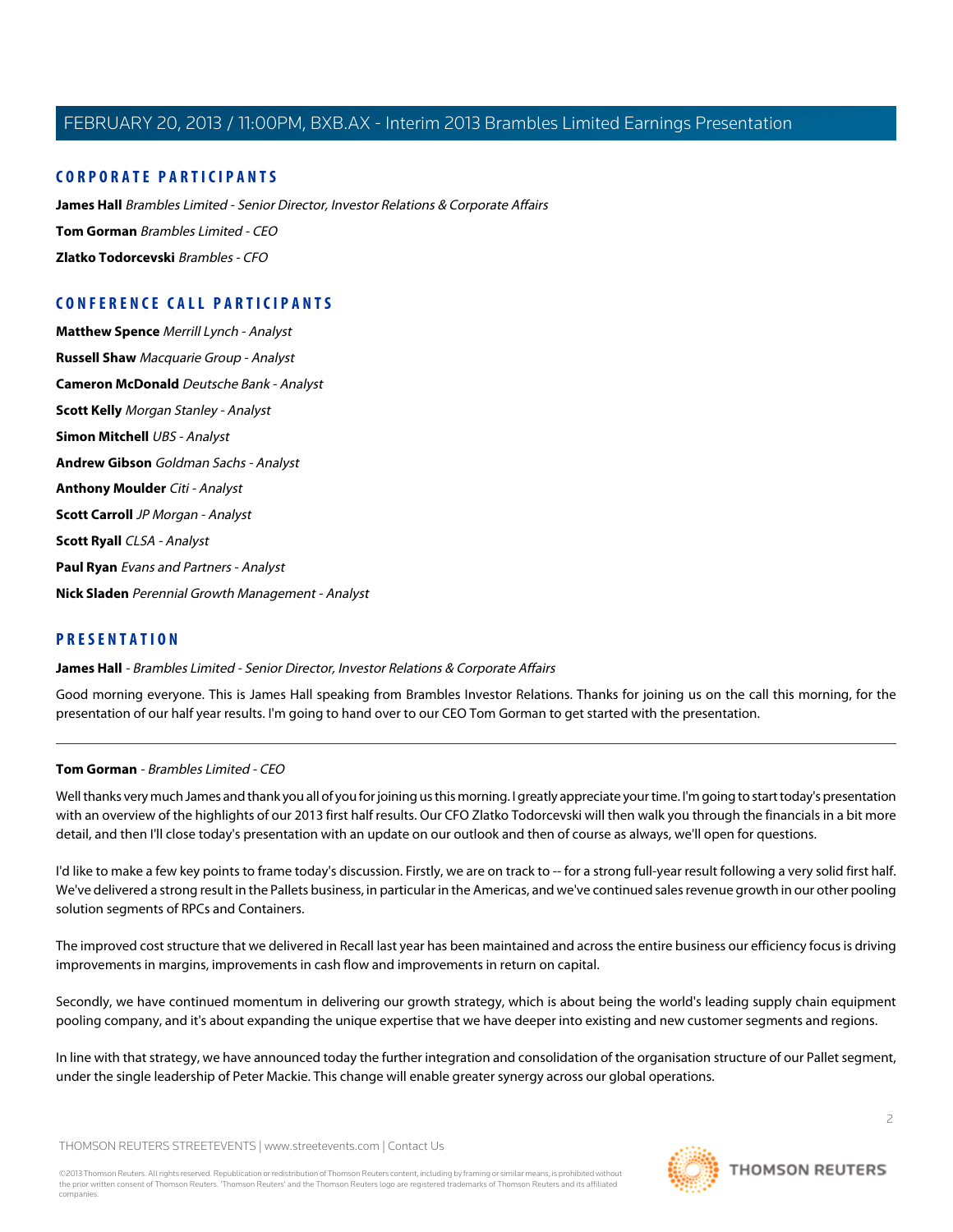## CORPORATE PARTICIPANTS

**James Hall** *Brambles Limited - Senior Director, Investor Relations & Corporate Affairs*

**Tom Gorman** *Brambles Limited - CEO*

**Zlatko Todorcevski** *Brambles - CFO*

## CONFERENCE CALL PARTICIPANTS

**Matthew Spence** *Merrill Lynch - Analyst*

**Russell Shaw** *Macquarie Group - Analyst*

**Cameron McDonald** *Deutsche Bank - Analyst*

**Scott Kelly** *Morgan Stanley - Analyst*

**Simon Mitchell** *UBS - Analyst*

**Andrew Gibson** *Goldman Sachs - Analyst*

**Anthony Moulder** *Citi - Analyst*

**Scott Carroll** *JP Morgan - Analyst*

**Scott Ryall** *CLSA - Analyst*

**Paul Ryan** *Evans and Partners - Analyst*

**Nick Sladen** *Perennial Growth Management - Analyst*

## PRESENTATION

**James Hall** - *Brambles Limited - Senior Director, Investor Relations & Corporate Affairs*

Good morning everyone. This is James Hall speaking from Brambles Investor Relations. Thanks for joining us on the call this morning, for the presentation of our half year results. I'm going to hand over to our CEO Tom Gorman to get started with the presentation.

---

**Tom Gorman** - *Brambles Limited - CEO*

Well thanks very much James and thank you all of you for joining us this morning. I greatly appreciate your time. I'm going to start today's presentation with an overview of the highlights of our 2013 first half results. Our CFO Zlatko Todorcevski will then walk you through the financials in a bit more detail, and then I'll close today's presentation with an update on our outlook and then of course as always, we'll open for questions.

I'd like to make a few key points to frame today's discussion. Firstly, we are on track to -- for a strong full-year result following a very solid first half. We've delivered a strong result in the Pallets business, in particular in the Americas, and we've continued sales revenue growth in our other pooling solution segments of RPCs and Containers.

The improved cost structure that we delivered in Recall last year has been maintained and across the entire business our efficiency focus is driving improvements in margins, improvements in cash flow and improvements in return on capital.

Secondly, we have continued momentum in delivering our growth strategy, which is about being the world's leading supply chain equipment pooling company, and it's about expanding the unique expertise that we have deeper into existing and new customer segments and regions.

In line with that strategy, we have announced today the further integration and consolidation of the organisation structure of our Pallet segment, under the single leadership of Peter Mackie. This change will enable greater synergy across our global operations.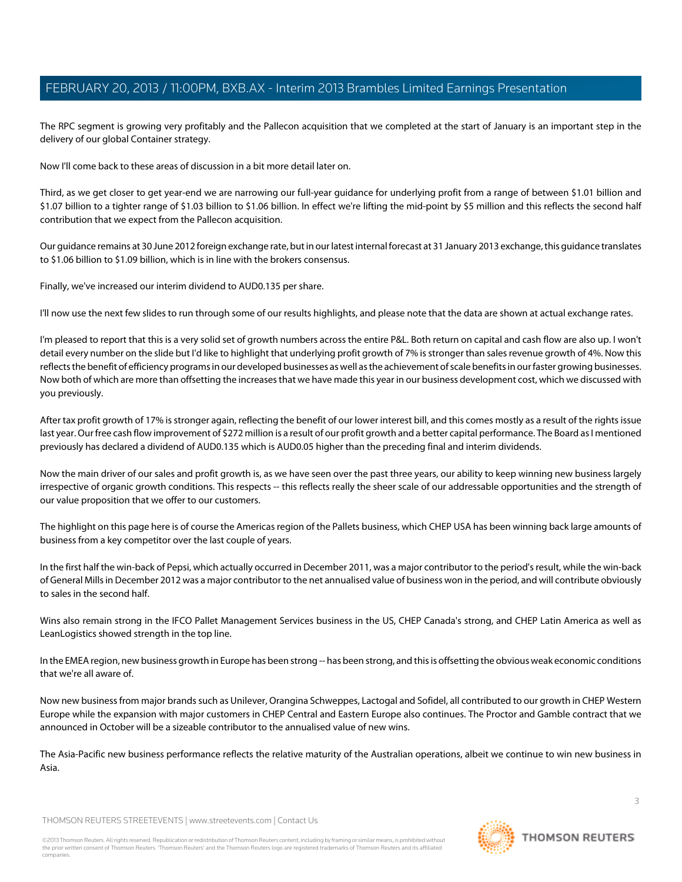The RPC segment is growing very profitably and the Pallecon acquisition that we completed at the start of January is an important step in the delivery of our global Container strategy.

Now I'll come back to these areas of discussion in a bit more detail later on.

Third, as we get closer to get year-end we are narrowing our full-year guidance for underlying profit from a range of between $1.01 billion and $1.07 billion to a tighter range of $1.03 billion to $1.06 billion. In effect we're lifting the mid-point by $5 million and this reflects the second half contribution that we expect from the Pallecon acquisition.

Our guidance remains at 30 June 2012 foreign exchange rate, but in our latest internal forecast at 31 January 2013 exchange, this guidance translates to $1.06 billion to $1.09 billion, which is in line with the brokers consensus.

Finally, we've increased our interim dividend to AUD0.135 per share.

I'll now use the next few slides to run through some of our results highlights, and please note that the data are shown at actual exchange rates.

I'm pleased to report that this is a very solid set of growth numbers across the entire P&L. Both return on capital and cash flow are also up. I won't detail every number on the slide but I'd like to highlight that underlying profit growth of 7% is stronger than sales revenue growth of 4%. Now this reflects the benefit of efficiency programs in our developed businesses as well as the achievement of scale benefits in our faster growing businesses. Now both of which are more than offsetting the increases that we have made this year in our business development cost, which we discussed with you previously.

After tax profit growth of 17% is stronger again, reflecting the benefit of our lower interest bill, and this comes mostly as a result of the rights issue last year. Our free cash flow improvement of $272 million is a result of our profit growth and a better capital performance. The Board as I mentioned previously has declared a dividend of AUD0.135 which is AUD0.05 higher than the preceding final and interim dividends.

Now the main driver of our sales and profit growth is, as we have seen over the past three years, our ability to keep winning new business largely irrespective of organic growth conditions. This respects -- this reflects really the sheer scale of our addressable opportunities and the strength of our value proposition that we offer to our customers.

The highlight on this page here is of course the Americas region of the Pallets business, which CHEP USA has been winning back large amounts of business from a key competitor over the last couple of years.

In the first half the win-back of Pepsi, which actually occurred in December 2011, was a major contributor to the period's result, while the win-back of General Mills in December 2012 was a major contributor to the net annualised value of business won in the period, and will contribute obviously to sales in the second half.

Wins also remain strong in the IFCO Pallet Management Services business in the US, CHEP Canada's strong, and CHEP Latin America as well as LeanLogistics showed strength in the top line.

In the EMEA region, new business growth in Europe has been strong -- has been strong, and this is offsetting the obvious weak economic conditions that we're all aware of.

Now new business from major brands such as Unilever, Orangina Schweppes, Lactogal and Sofidel, all contributed to our growth in CHEP Western Europe while the expansion with major customers in CHEP Central and Eastern Europe also continues. The Proctor and Gamble contract that we announced in October will be a sizeable contributor to the annualised value of new wins.

The Asia-Pacific new business performance reflects the relative maturity of the Australian operations, albeit we continue to win new business in Asia.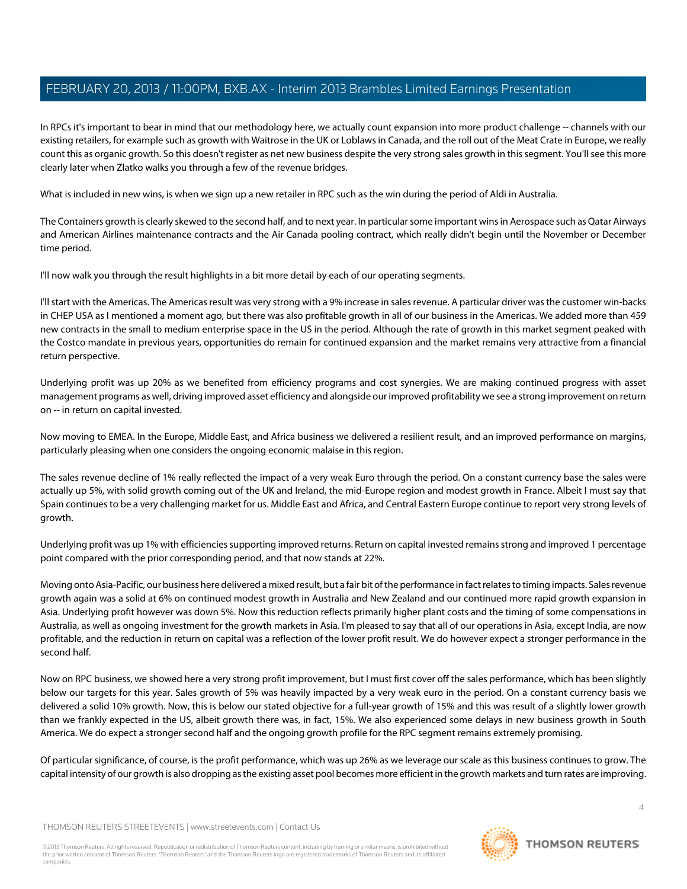In RPCs it's important to bear in mind that our methodology here, we actually count expansion into more product challenge -- channels with our existing retailers, for example such as growth with Waitrose in the UK or Loblaws in Canada, and the roll out of the Meat Crate in Europe, we really count this as organic growth. So this doesn't register as net new business despite the very strong sales growth in this segment. You'll see this more clearly later when Zlatko walks you through a few of the revenue bridges.

What is included in new wins, is when we sign up a new retailer in RPC such as the win during the period of Aldi in Australia.

The Containers growth is clearly skewed to the second half, and to next year. In particular some important wins in Aerospace such as Qatar Airways and American Airlines maintenance contracts and the Air Canada pooling contract, which really didn't begin until the November or December time period.

I'll now walk you through the result highlights in a bit more detail by each of our operating segments.

I'll start with the Americas. The Americas result was very strong with a 9% increase in sales revenue. A particular driver was the customer win-backs in CHEP USA as I mentioned a moment ago, but there was also profitable growth in all of our business in the Americas. We added more than 459 new contracts in the small to medium enterprise space in the US in the period. Although the rate of growth in this market segment peaked with the Costco mandate in previous years, opportunities do remain for continued expansion and the market remains very attractive from a financial return perspective.

Underlying profit was up 20% as we benefited from efficiency programs and cost synergies. We are making continued progress with asset management programs as well, driving improved asset efficiency and alongside our improved profitability we see a strong improvement on return on -- in return on capital invested.

Now moving to EMEA. In the Europe, Middle East, and Africa business we delivered a resilient result, and an improved performance on margins, particularly pleasing when one considers the ongoing economic malaise in this region.

The sales revenue decline of 1% really reflected the impact of a very weak Euro through the period. On a constant currency base the sales were actually up 5%, with solid growth coming out of the UK and Ireland, the mid-Europe region and modest growth in France. Albeit I must say that Spain continues to be a very challenging market for us. Middle East and Africa, and Central Eastern Europe continue to report very strong levels of growth.

Underlying profit was up 1% with efficiencies supporting improved returns. Return on capital invested remains strong and improved 1 percentage point compared with the prior corresponding period, and that now stands at 22%.

Moving onto Asia-Pacific, our business here delivered a mixed result, but a fair bit of the performance in fact relates to timing impacts. Sales revenue growth again was a solid at 6% on continued modest growth in Australia and New Zealand and our continued more rapid growth expansion in Asia. Underlying profit however was down 5%. Now this reduction reflects primarily higher plant costs and the timing of some compensations in Australia, as well as ongoing investment for the growth markets in Asia. I'm pleased to say that all of our operations in Asia, except India, are now profitable, and the reduction in return on capital was a reflection of the lower profit result. We do however expect a stronger performance in the second half.

Now on RPC business, we showed here a very strong profit improvement, but I must first cover off the sales performance, which has been slightly below our targets for this year. Sales growth of 5% was heavily impacted by a very weak euro in the period. On a constant currency basis we delivered a solid 10% growth. Now, this is below our stated objective for a full-year growth of 15% and this was result of a slightly lower growth than we frankly expected in the US, albeit growth there was, in fact, 15%. We also experienced some delays in new business growth in South America. We do expect a stronger second half and the ongoing growth profile for the RPC segment remains extremely promising.

Of particular significance, of course, is the profit performance, which was up 26% as we leverage our scale as this business continues to grow. The capital intensity of our growth is also dropping as the existing asset pool becomes more efficient in the growth markets and turn rates are improving.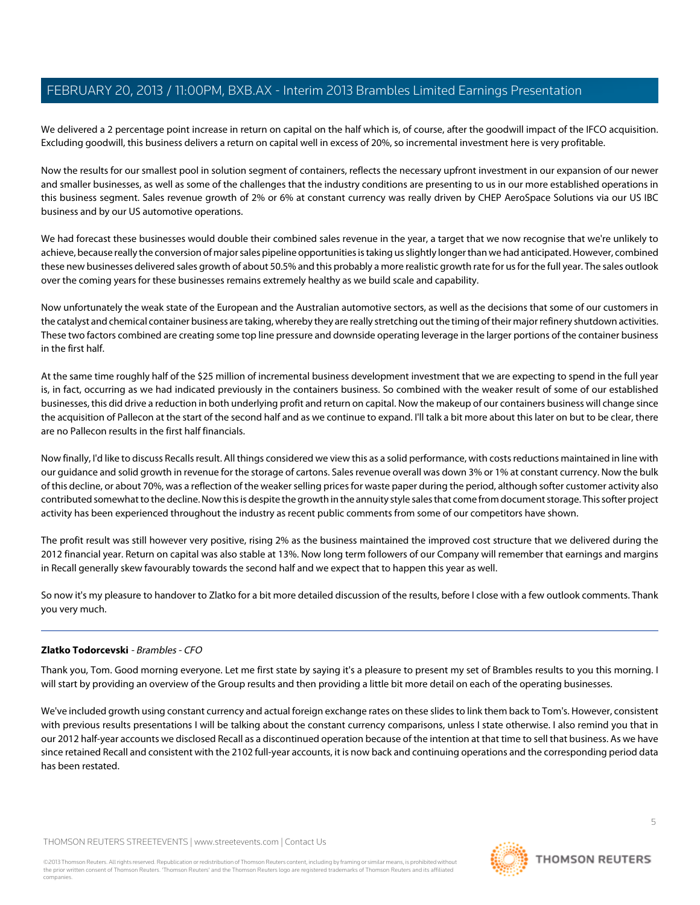We delivered a 2 percentage point increase in return on capital on the half which is, of course, after the goodwill impact of the IFCO acquisition. Excluding goodwill, this business delivers a return on capital well in excess of 20%, so incremental investment here is very profitable.

Now the results for our smallest pool in solution segment of containers, reflects the necessary upfront investment in our expansion of our newer and smaller businesses, as well as some of the challenges that the industry conditions are presenting to us in our more established operations in this business segment. Sales revenue growth of 2% or 6% at constant currency was really driven by CHEP AeroSpace Solutions via our US IBC business and by our US automotive operations.

We had forecast these businesses would double their combined sales revenue in the year, a target that we now recognise that we're unlikely to achieve, because really the conversion of major sales pipeline opportunities is taking us slightly longer than we had anticipated. However, combined these new businesses delivered sales growth of about 50.5% and this probably a more realistic growth rate for us for the full year. The sales outlook over the coming years for these businesses remains extremely healthy as we build scale and capability.

Now unfortunately the weak state of the European and the Australian automotive sectors, as well as the decisions that some of our customers in the catalyst and chemical container business are taking, whereby they are really stretching out the timing of their major refinery shutdown activities. These two factors combined are creating some top line pressure and downside operating leverage in the larger portions of the container business in the first half.

At the same time roughly half of the $25 million of incremental business development investment that we are expecting to spend in the full year is, in fact, occurring as we had indicated previously in the containers business. So combined with the weaker result of some of our established businesses, this did drive a reduction in both underlying profit and return on capital. Now the makeup of our containers business will change since the acquisition of Pallecon at the start of the second half and as we continue to expand. I'll talk a bit more about this later on but to be clear, there are no Pallecon results in the first half financials.

Now finally, I'd like to discuss Recalls result. All things considered we view this as a solid performance, with costs reductions maintained in line with our guidance and solid growth in revenue for the storage of cartons. Sales revenue overall was down 3% or 1% at constant currency. Now the bulk of this decline, or about 70%, was a reflection of the weaker selling prices for waste paper during the period, although softer customer activity also contributed somewhat to the decline. Now this is despite the growth in the annuity style sales that come from document storage. This softer project activity has been experienced throughout the industry as recent public comments from some of our competitors have shown.

The profit result was still however very positive, rising 2% as the business maintained the improved cost structure that we delivered during the 2012 financial year. Return on capital was also stable at 13%. Now long term followers of our Company will remember that earnings and margins in Recall generally skew favourably towards the second half and we expect that to happen this year as well.

So now it's my pleasure to handover to Zlatko for a bit more detailed discussion of the results, before I close with a few outlook comments. Thank you very much.

---

**Zlatko Todorcevski** - *Brambles - CFO*

Thank you, Tom. Good morning everyone. Let me first state by saying it's a pleasure to present my set of Brambles results to you this morning. I will start by providing an overview of the Group results and then providing a little bit more detail on each of the operating businesses.

We've included growth using constant currency and actual foreign exchange rates on these slides to link them back to Tom's. However, consistent with previous results presentations I will be talking about the constant currency comparisons, unless I state otherwise. I also remind you that in our 2012 half-year accounts we disclosed Recall as a discontinued operation because of the intention at that time to sell that business. As we have since retained Recall and consistent with the 2102 full-year accounts, it is now back and continuing operations and the corresponding period data has been restated.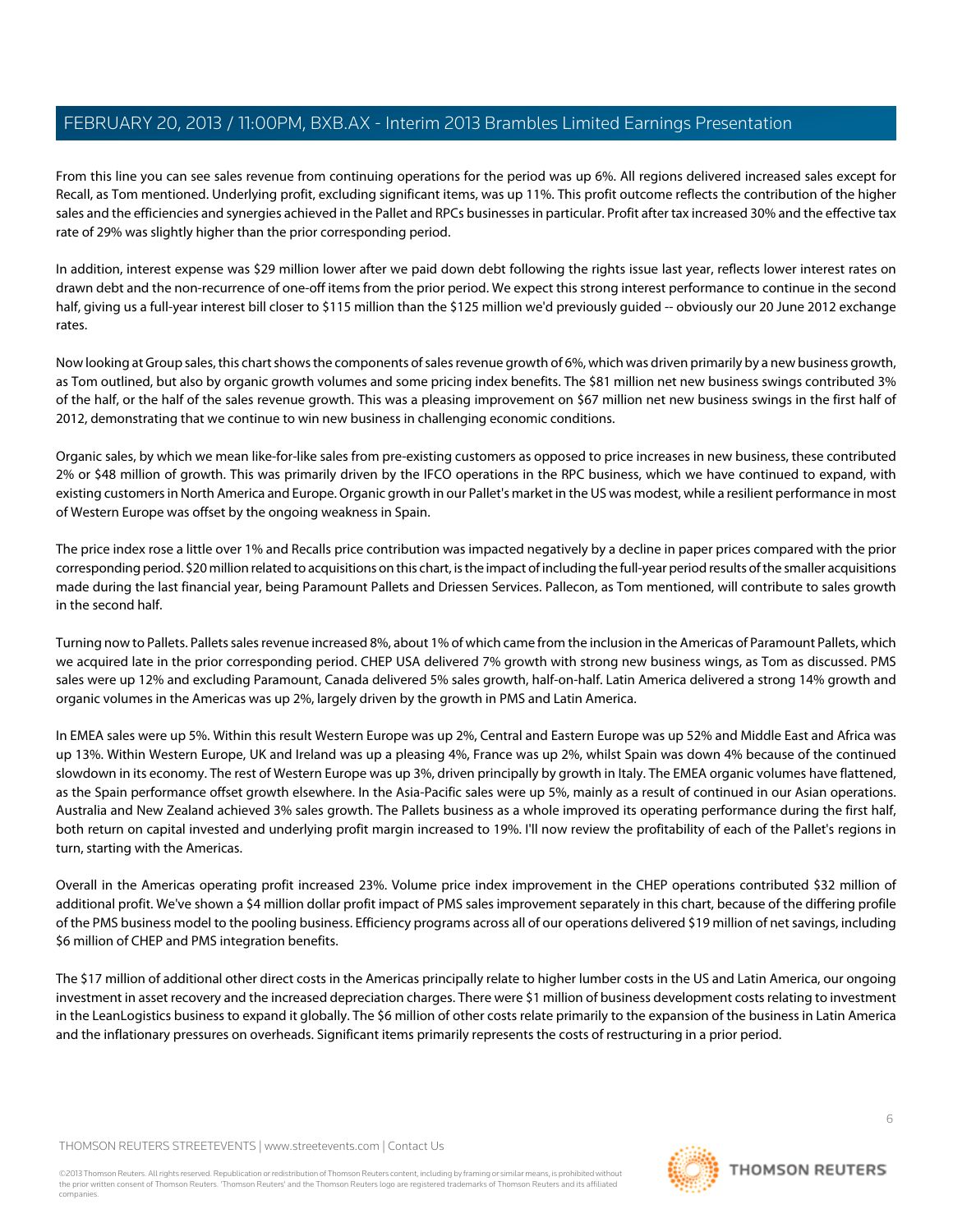From this line you can see sales revenue from continuing operations for the period was up 6%. All regions delivered increased sales except for Recall, as Tom mentioned. Underlying profit, excluding significant items, was up 11%. This profit outcome reflects the contribution of the higher sales and the efficiencies and synergies achieved in the Pallet and RPCs businesses in particular. Profit after tax increased 30% and the effective tax rate of 29% was slightly higher than the prior corresponding period.

In addition, interest expense was $29 million lower after we paid down debt following the rights issue last year, reflects lower interest rates on drawn debt and the non-recurrence of one-off items from the prior period. We expect this strong interest performance to continue in the second half, giving us a full-year interest bill closer to $115 million than the $125 million we'd previously guided -- obviously our 20 June 2012 exchange rates.

Now looking at Group sales, this chart shows the components of sales revenue growth of 6%, which was driven primarily by a new business growth, as Tom outlined, but also by organic growth volumes and some pricing index benefits. The $81 million net new business swings contributed 3% of the half, or the half of the sales revenue growth. This was a pleasing improvement on $67 million net new business swings in the first half of 2012, demonstrating that we continue to win new business in challenging economic conditions.

Organic sales, by which we mean like-for-like sales from pre-existing customers as opposed to price increases in new business, these contributed 2% or $48 million of growth. This was primarily driven by the IFCO operations in the RPC business, which we have continued to expand, with existing customers in North America and Europe. Organic growth in our Pallet's market in the US was modest, while a resilient performance in most of Western Europe was offset by the ongoing weakness in Spain.

The price index rose a little over 1% and Recalls price contribution was impacted negatively by a decline in paper prices compared with the prior corresponding period. $20 million related to acquisitions on this chart, is the impact of including the full-year period results of the smaller acquisitions made during the last financial year, being Paramount Pallets and Driessen Services. Pallecon, as Tom mentioned, will contribute to sales growth in the second half.

Turning now to Pallets. Pallets sales revenue increased 8%, about 1% of which came from the inclusion in the Americas of Paramount Pallets, which we acquired late in the prior corresponding period. CHEP USA delivered 7% growth with strong new business wings, as Tom as discussed. PMS sales were up 12% and excluding Paramount, Canada delivered 5% sales growth, half-on-half. Latin America delivered a strong 14% growth and organic volumes in the Americas was up 2%, largely driven by the growth in PMS and Latin America.

In EMEA sales were up 5%. Within this result Western Europe was up 2%, Central and Eastern Europe was up 52% and Middle East and Africa was up 13%. Within Western Europe, UK and Ireland was up a pleasing 4%, France was up 2%, whilst Spain was down 4% because of the continued slowdown in its economy. The rest of Western Europe was up 3%, driven principally by growth in Italy. The EMEA organic volumes have flattened, as the Spain performance offset growth elsewhere. In the Asia-Pacific sales were up 5%, mainly as a result of continued in our Asian operations. Australia and New Zealand achieved 3% sales growth. The Pallets business as a whole improved its operating performance during the first half, both return on capital invested and underlying profit margin increased to 19%. I'll now review the profitability of each of the Pallet's regions in turn, starting with the Americas.

Overall in the Americas operating profit increased 23%. Volume price index improvement in the CHEP operations contributed $32 million of additional profit. We've shown a $4 million dollar profit impact of PMS sales improvement separately in this chart, because of the differing profile of the PMS business model to the pooling business. Efficiency programs across all of our operations delivered $19 million of net savings, including $6 million of CHEP and PMS integration benefits.

The $17 million of additional other direct costs in the Americas principally relate to higher lumber costs in the US and Latin America, our ongoing investment in asset recovery and the increased depreciation charges. There were $1 million of business development costs relating to investment in the LeanLogistics business to expand it globally. The $6 million of other costs relate primarily to the expansion of the business in Latin America and the inflationary pressures on overheads. Significant items primarily represents the costs of restructuring in a prior period.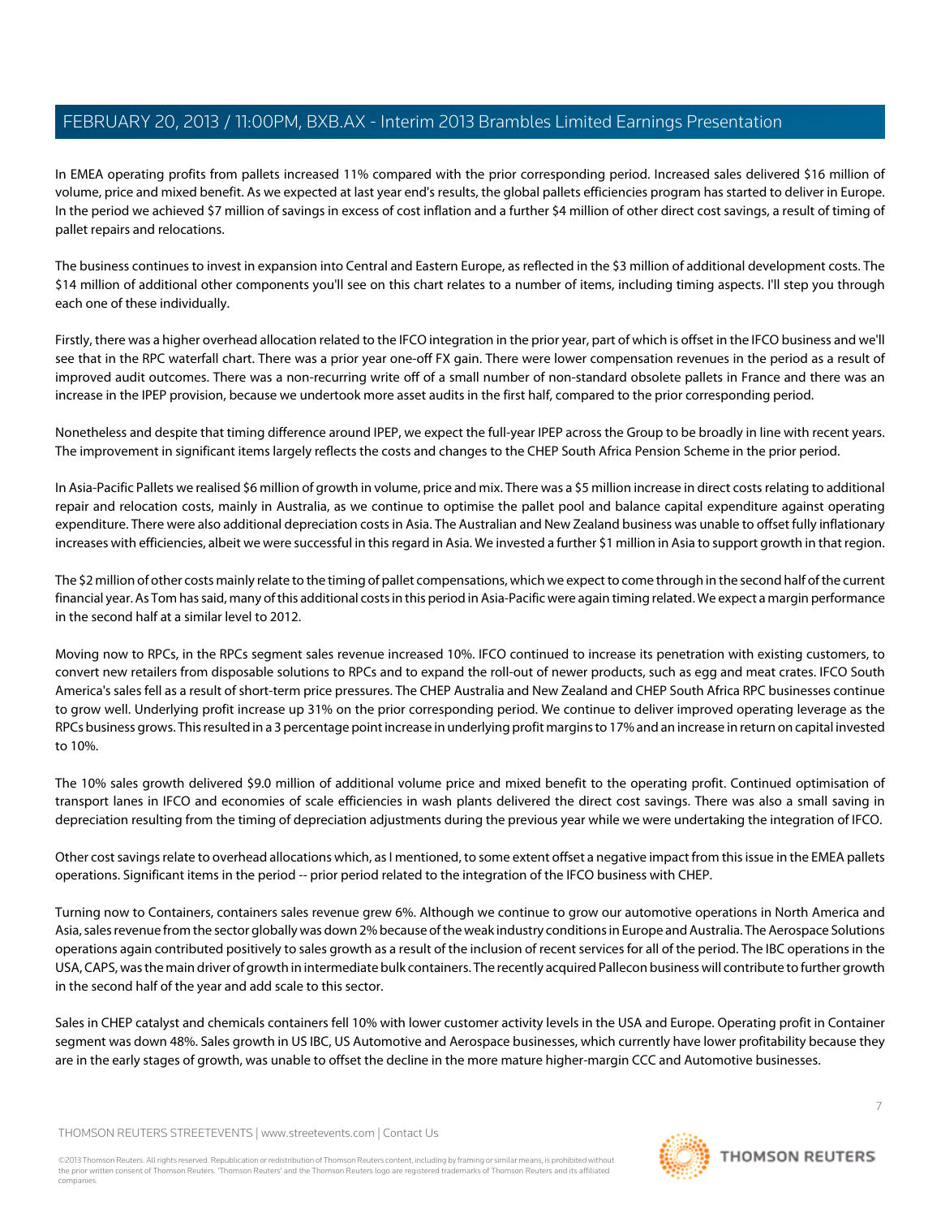In EMEA operating profits from pallets increased 11% compared with the prior corresponding period. Increased sales delivered $16 million of volume, price and mixed benefit. As we expected at last year end's results, the global pallets efficiencies program has started to deliver in Europe. In the period we achieved $7 million of savings in excess of cost inflation and a further $4 million of other direct cost savings, a result of timing of pallet repairs and relocations.

The business continues to invest in expansion into Central and Eastern Europe, as reflected in the $3 million of additional development costs. The $14 million of additional other components you'll see on this chart relates to a number of items, including timing aspects. I'll step you through each one of these individually.

Firstly, there was a higher overhead allocation related to the IFCO integration in the prior year, part of which is offset in the IFCO business and we'll see that in the RPC waterfall chart. There was a prior year one-off FX gain. There were lower compensation revenues in the period as a result of improved audit outcomes. There was a non-recurring write off of a small number of non-standard obsolete pallets in France and there was an increase in the IPEP provision, because we undertook more asset audits in the first half, compared to the prior corresponding period.

Nonetheless and despite that timing difference around IPEP, we expect the full-year IPEP across the Group to be broadly in line with recent years. The improvement in significant items largely reflects the costs and changes to the CHEP South Africa Pension Scheme in the prior period.

In Asia-Pacific Pallets we realised $6 million of growth in volume, price and mix. There was a $5 million increase in direct costs relating to additional repair and relocation costs, mainly in Australia, as we continue to optimise the pallet pool and balance capital expenditure against operating expenditure. There were also additional depreciation costs in Asia. The Australian and New Zealand business was unable to offset fully inflationary increases with efficiencies, albeit we were successful in this regard in Asia. We invested a further $1 million in Asia to support growth in that region.

The $2 million of other costs mainly relate to the timing of pallet compensations, which we expect to come through in the second half of the current financial year. As Tom has said, many of this additional costs in this period in Asia-Pacific were again timing related. We expect a margin performance in the second half at a similar level to 2012.

Moving now to RPCs, in the RPCs segment sales revenue increased 10%. IFCO continued to increase its penetration with existing customers, to convert new retailers from disposable solutions to RPCs and to expand the roll-out of newer products, such as egg and meat crates. IFCO South America's sales fell as a result of short-term price pressures. The CHEP Australia and New Zealand and CHEP South Africa RPC businesses continue to grow well. Underlying profit increase up 31% on the prior corresponding period. We continue to deliver improved operating leverage as the RPCs business grows. This resulted in a 3 percentage point increase in underlying profit margins to 17% and an increase in return on capital invested to 10%.

The 10% sales growth delivered $9.0 million of additional volume price and mixed benefit to the operating profit. Continued optimisation of transport lanes in IFCO and economies of scale efficiencies in wash plants delivered the direct cost savings. There was also a small saving in depreciation resulting from the timing of depreciation adjustments during the previous year while we were undertaking the integration of IFCO.

Other cost savings relate to overhead allocations which, as I mentioned, to some extent offset a negative impact from this issue in the EMEA pallets operations. Significant items in the period -- prior period related to the integration of the IFCO business with CHEP.

Turning now to Containers, containers sales revenue grew 6%. Although we continue to grow our automotive operations in North America and Asia, sales revenue from the sector globally was down 2% because of the weak industry conditions in Europe and Australia. The Aerospace Solutions operations again contributed positively to sales growth as a result of the inclusion of recent services for all of the period. The IBC operations in the USA, CAPS, was the main driver of growth in intermediate bulk containers. The recently acquired Pallecon business will contribute to further growth in the second half of the year and add scale to this sector.

Sales in CHEP catalyst and chemicals containers fell 10% with lower customer activity levels in the USA and Europe. Operating profit in Container segment was down 48%. Sales growth in US IBC, US Automotive and Aerospace businesses, which currently have lower profitability because they are in the early stages of growth, was unable to offset the decline in the more mature higher-margin CCC and Automotive businesses.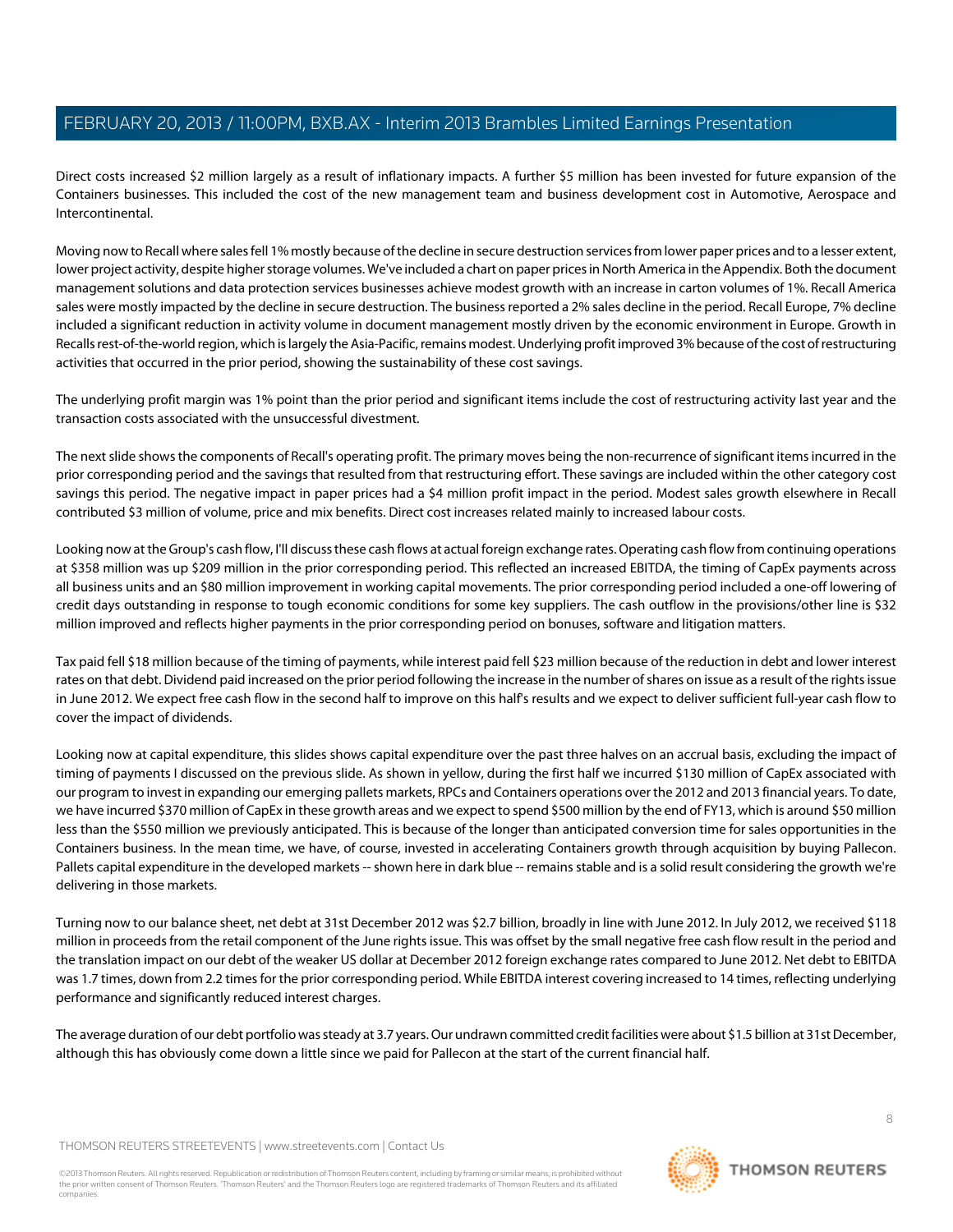Direct costs increased $2 million largely as a result of inflationary impacts. A further $5 million has been invested for future expansion of the Containers businesses. This included the cost of the new management team and business development cost in Automotive, Aerospace and Intercontinental.

Moving now to Recall where sales fell 1% mostly because of the decline in secure destruction services from lower paper prices and to a lesser extent, lower project activity, despite higher storage volumes. We've included a chart on paper prices in North America in the Appendix. Both the document management solutions and data protection services businesses achieve modest growth with an increase in carton volumes of 1%. Recall America sales were mostly impacted by the decline in secure destruction. The business reported a 2% sales decline in the period. Recall Europe, 7% decline included a significant reduction in activity volume in document management mostly driven by the economic environment in Europe. Growth in Recalls rest-of-the-world region, which is largely the Asia-Pacific, remains modest. Underlying profit improved 3% because of the cost of restructuring activities that occurred in the prior period, showing the sustainability of these cost savings.

The underlying profit margin was 1% point than the prior period and significant items include the cost of restructuring activity last year and the transaction costs associated with the unsuccessful divestment.

The next slide shows the components of Recall's operating profit. The primary moves being the non-recurrence of significant items incurred in the prior corresponding period and the savings that resulted from that restructuring effort. These savings are included within the other category cost savings this period. The negative impact in paper prices had a $4 million profit impact in the period. Modest sales growth elsewhere in Recall contributed $3 million of volume, price and mix benefits. Direct cost increases related mainly to increased labour costs.

Looking now at the Group's cash flow, I'll discuss these cash flows at actual foreign exchange rates. Operating cash flow from continuing operations at $358 million was up $209 million in the prior corresponding period. This reflected an increased EBITDA, the timing of CapEx payments across all business units and an $80 million improvement in working capital movements. The prior corresponding period included a one-off lowering of credit days outstanding in response to tough economic conditions for some key suppliers. The cash outflow in the provisions/other line is $32 million improved and reflects higher payments in the prior corresponding period on bonuses, software and litigation matters.

Tax paid fell $18 million because of the timing of payments, while interest paid fell $23 million because of the reduction in debt and lower interest rates on that debt. Dividend paid increased on the prior period following the increase in the number of shares on issue as a result of the rights issue in June 2012. We expect free cash flow in the second half to improve on this half's results and we expect to deliver sufficient full-year cash flow to cover the impact of dividends.

Looking now at capital expenditure, this slides shows capital expenditure over the past three halves on an accrual basis, excluding the impact of timing of payments I discussed on the previous slide. As shown in yellow, during the first half we incurred $130 million of CapEx associated with our program to invest in expanding our emerging pallets markets, RPCs and Containers operations over the 2012 and 2013 financial years. To date, we have incurred $370 million of CapEx in these growth areas and we expect to spend $500 million by the end of FY13, which is around $50 million less than the $550 million we previously anticipated. This is because of the longer than anticipated conversion time for sales opportunities in the Containers business. In the mean time, we have, of course, invested in accelerating Containers growth through acquisition by buying Pallecon. Pallets capital expenditure in the developed markets -- shown here in dark blue -- remains stable and is a solid result considering the growth we're delivering in those markets.

Turning now to our balance sheet, net debt at 31st December 2012 was $2.7 billion, broadly in line with June 2012. In July 2012, we received $118 million in proceeds from the retail component of the June rights issue. This was offset by the small negative free cash flow result in the period and the translation impact on our debt of the weaker US dollar at December 2012 foreign exchange rates compared to June 2012. Net debt to EBITDA was 1.7 times, down from 2.2 times for the prior corresponding period. While EBITDA interest covering increased to 14 times, reflecting underlying performance and significantly reduced interest charges.

The average duration of our debt portfolio was steady at 3.7 years. Our undrawn committed credit facilities were about $1.5 billion at 31st December, although this has obviously come down a little since we paid for Pallecon at the start of the current financial half.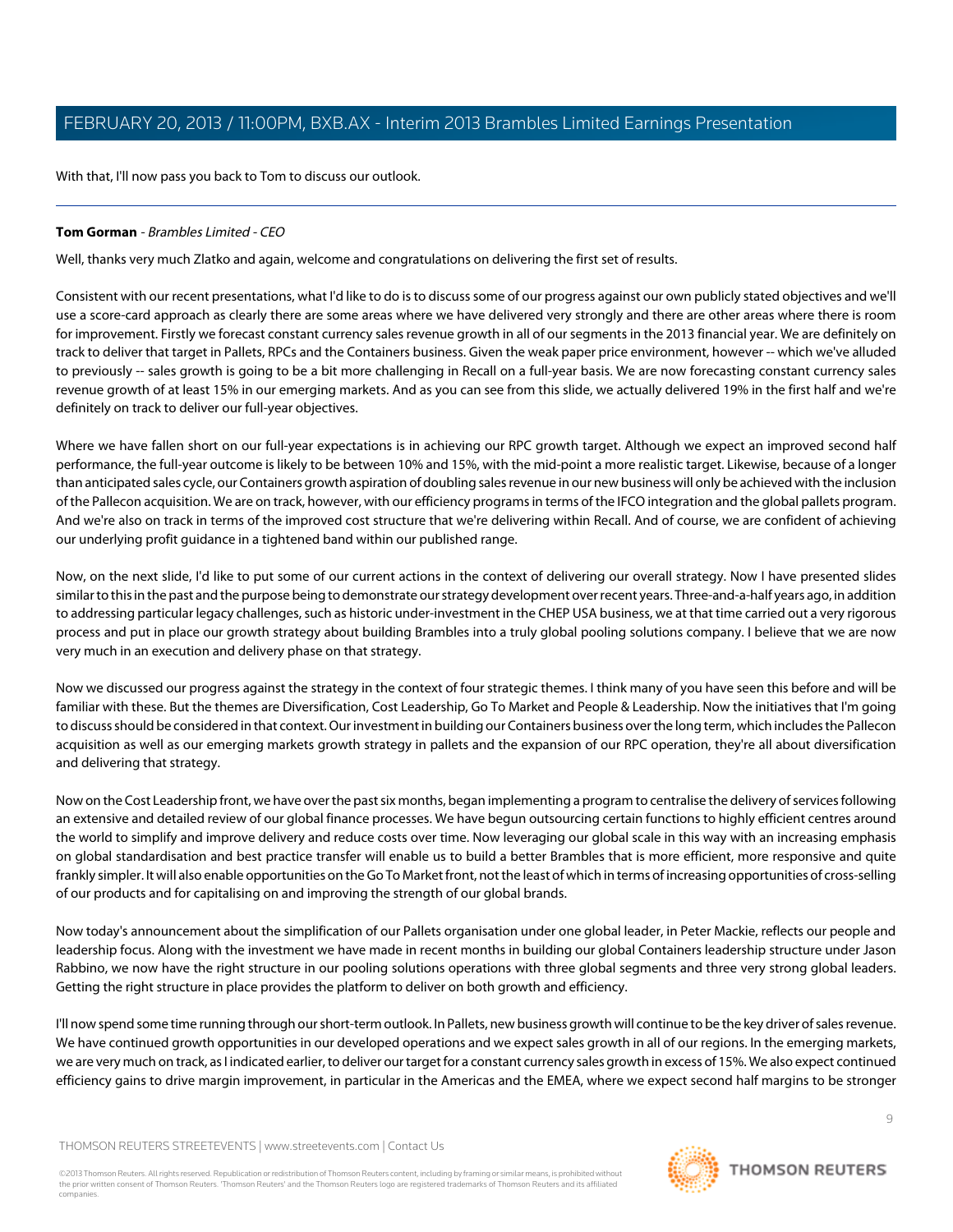With that, I'll now pass you back to Tom to discuss our outlook.

---

**Tom Gorman** - *Brambles Limited - CEO*

Well, thanks very much Zlatko and again, welcome and congratulations on delivering the first set of results.

Consistent with our recent presentations, what I'd like to do is to discuss some of our progress against our own publicly stated objectives and we'll use a score-card approach as clearly there are some areas where we have delivered very strongly and there are other areas where there is room for improvement. Firstly we forecast constant currency sales revenue growth in all of our segments in the 2013 financial year. We are definitely on track to deliver that target in Pallets, RPCs and the Containers business. Given the weak paper price environment, however -- which we've alluded to previously -- sales growth is going to be a bit more challenging in Recall on a full-year basis. We are now forecasting constant currency sales revenue growth of at least 15% in our emerging markets. And as you can see from this slide, we actually delivered 19% in the first half and we're definitely on track to deliver our full-year objectives.

Where we have fallen short on our full-year expectations is in achieving our RPC growth target. Although we expect an improved second half performance, the full-year outcome is likely to be between 10% and 15%, with the mid-point a more realistic target. Likewise, because of a longer than anticipated sales cycle, our Containers growth aspiration of doubling sales revenue in our new business will only be achieved with the inclusion of the Pallecon acquisition. We are on track, however, with our efficiency programs in terms of the IFCO integration and the global pallets program. And we're also on track in terms of the improved cost structure that we're delivering within Recall. And of course, we are confident of achieving our underlying profit guidance in a tightened band within our published range.

Now, on the next slide, I'd like to put some of our current actions in the context of delivering our overall strategy. Now I have presented slides similar to this in the past and the purpose being to demonstrate our strategy development over recent years. Three-and-a-half years ago, in addition to addressing particular legacy challenges, such as historic under-investment in the CHEP USA business, we at that time carried out a very rigorous process and put in place our growth strategy about building Brambles into a truly global pooling solutions company. I believe that we are now very much in an execution and delivery phase on that strategy.

Now we discussed our progress against the strategy in the context of four strategic themes. I think many of you have seen this before and will be familiar with these. But the themes are Diversification, Cost Leadership, Go To Market and People & Leadership. Now the initiatives that I'm going to discuss should be considered in that context. Our investment in building our Containers business over the long term, which includes the Pallecon acquisition as well as our emerging markets growth strategy in pallets and the expansion of our RPC operation, they're all about diversification and delivering that strategy.

Now on the Cost Leadership front, we have over the past six months, began implementing a program to centralise the delivery of services following an extensive and detailed review of our global finance processes. We have begun outsourcing certain functions to highly efficient centres around the world to simplify and improve delivery and reduce costs over time. Now leveraging our global scale in this way with an increasing emphasis on global standardisation and best practice transfer will enable us to build a better Brambles that is more efficient, more responsive and quite frankly simpler. It will also enable opportunities on the Go To Market front, not the least of which in terms of increasing opportunities of cross-selling of our products and for capitalising on and improving the strength of our global brands.

Now today's announcement about the simplification of our Pallets organisation under one global leader, in Peter Mackie, reflects our people and leadership focus. Along with the investment we have made in recent months in building our global Containers leadership structure under Jason Rabbino, we now have the right structure in our pooling solutions operations with three global segments and three very strong global leaders. Getting the right structure in place provides the platform to deliver on both growth and efficiency.

I'll now spend some time running through our short-term outlook. In Pallets, new business growth will continue to be the key driver of sales revenue. We have continued growth opportunities in our developed operations and we expect sales growth in all of our regions. In the emerging markets, we are very much on track, as I indicated earlier, to deliver our target for a constant currency sales growth in excess of 15%. We also expect continued efficiency gains to drive margin improvement, in particular in the Americas and the EMEA, where we expect second half margins to be stronger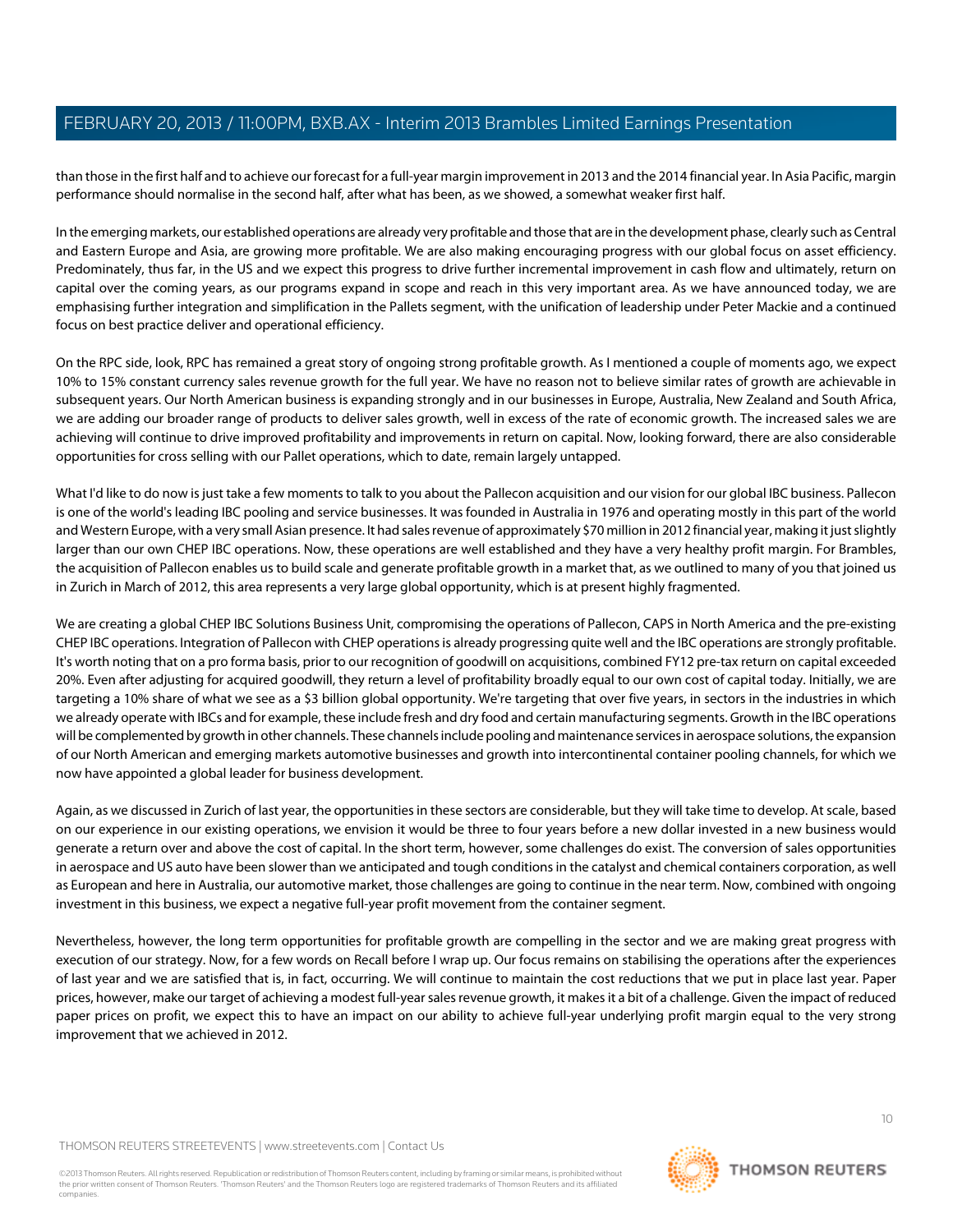than those in the first half and to achieve our forecast for a full-year margin improvement in 2013 and the 2014 financial year. In Asia Pacific, margin performance should normalise in the second half, after what has been, as we showed, a somewhat weaker first half.

In the emerging markets, our established operations are already very profitable and those that are in the development phase, clearly such as Central and Eastern Europe and Asia, are growing more profitable. We are also making encouraging progress with our global focus on asset efficiency. Predominately, thus far, in the US and we expect this progress to drive further incremental improvement in cash flow and ultimately, return on capital over the coming years, as our programs expand in scope and reach in this very important area. As we have announced today, we are emphasising further integration and simplification in the Pallets segment, with the unification of leadership under Peter Mackie and a continued focus on best practice deliver and operational efficiency.

On the RPC side, look, RPC has remained a great story of ongoing strong profitable growth. As I mentioned a couple of moments ago, we expect 10% to 15% constant currency sales revenue growth for the full year. We have no reason not to believe similar rates of growth are achievable in subsequent years. Our North American business is expanding strongly and in our businesses in Europe, Australia, New Zealand and South Africa, we are adding our broader range of products to deliver sales growth, well in excess of the rate of economic growth. The increased sales we are achieving will continue to drive improved profitability and improvements in return on capital. Now, looking forward, there are also considerable opportunities for cross selling with our Pallet operations, which to date, remain largely untapped.

What I'd like to do now is just take a few moments to talk to you about the Pallecon acquisition and our vision for our global IBC business. Pallecon is one of the world's leading IBC pooling and service businesses. It was founded in Australia in 1976 and operating mostly in this part of the world and Western Europe, with a very small Asian presence. It had sales revenue of approximately $70 million in 2012 financial year, making it just slightly larger than our own CHEP IBC operations. Now, these operations are well established and they have a very healthy profit margin. For Brambles, the acquisition of Pallecon enables us to build scale and generate profitable growth in a market that, as we outlined to many of you that joined us in Zurich in March of 2012, this area represents a very large global opportunity, which is at present highly fragmented.

We are creating a global CHEP IBC Solutions Business Unit, compromising the operations of Pallecon, CAPS in North America and the pre-existing CHEP IBC operations. Integration of Pallecon with CHEP operations is already progressing quite well and the IBC operations are strongly profitable. It's worth noting that on a pro forma basis, prior to our recognition of goodwill on acquisitions, combined FY12 pre-tax return on capital exceeded 20%. Even after adjusting for acquired goodwill, they return a level of profitability broadly equal to our own cost of capital today. Initially, we are targeting a 10% share of what we see as a $3 billion global opportunity. We're targeting that over five years, in sectors in the industries in which we already operate with IBCs and for example, these include fresh and dry food and certain manufacturing segments. Growth in the IBC operations will be complemented by growth in other channels. These channels include pooling and maintenance services in aerospace solutions, the expansion of our North American and emerging markets automotive businesses and growth into intercontinental container pooling channels, for which we now have appointed a global leader for business development.

Again, as we discussed in Zurich of last year, the opportunities in these sectors are considerable, but they will take time to develop. At scale, based on our experience in our existing operations, we envision it would be three to four years before a new dollar invested in a new business would generate a return over and above the cost of capital. In the short term, however, some challenges do exist. The conversion of sales opportunities in aerospace and US auto have been slower than we anticipated and tough conditions in the catalyst and chemical containers corporation, as well as European and here in Australia, our automotive market, those challenges are going to continue in the near term. Now, combined with ongoing investment in this business, we expect a negative full-year profit movement from the container segment.

Nevertheless, however, the long term opportunities for profitable growth are compelling in the sector and we are making great progress with execution of our strategy. Now, for a few words on Recall before I wrap up. Our focus remains on stabilising the operations after the experiences of last year and we are satisfied that is, in fact, occurring. We will continue to maintain the cost reductions that we put in place last year. Paper prices, however, make our target of achieving a modest full-year sales revenue growth, it makes it a bit of a challenge. Given the impact of reduced paper prices on profit, we expect this to have an impact on our ability to achieve full-year underlying profit margin equal to the very strong improvement that we achieved in 2012.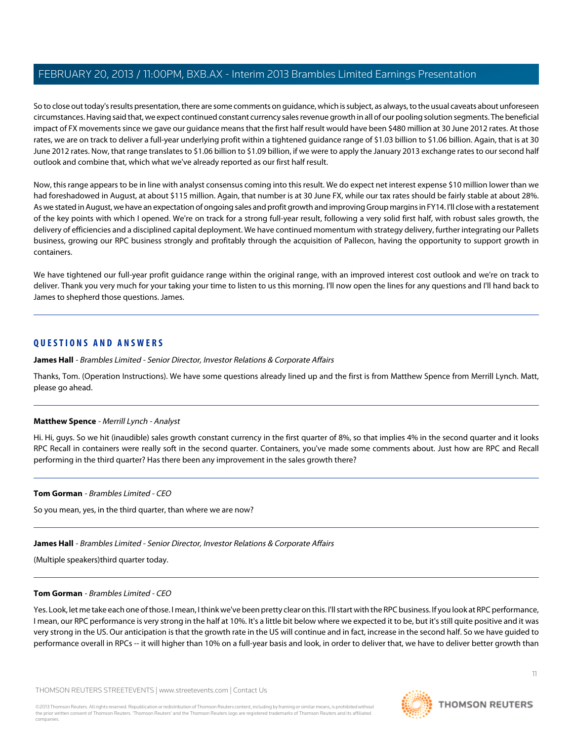So to close out today's results presentation, there are some comments on guidance, which is subject, as always, to the usual caveats about unforeseen circumstances. Having said that, we expect continued constant currency sales revenue growth in all of our pooling solution segments. The beneficial impact of FX movements since we gave our guidance means that the first half result would have been $480 million at 30 June 2012 rates. At those rates, we are on track to deliver a full-year underlying profit within a tightened guidance range of $1.03 billion to $1.06 billion. Again, that is at 30 June 2012 rates. Now, that range translates to $1.06 billion to $1.09 billion, if we were to apply the January 2013 exchange rates to our second half outlook and combine that, which what we've already reported as our first half result.

Now, this range appears to be in line with analyst consensus coming into this result. We do expect net interest expense $10 million lower than we had foreshadowed in August, at about $115 million. Again, that number is at 30 June FX, while our tax rates should be fairly stable at about 28%. As we stated in August, we have an expectation of ongoing sales and profit growth and improving Group margins in FY14. I'll close with a restatement of the key points with which I opened. We're on track for a strong full-year result, following a very solid first half, with robust sales growth, the delivery of efficiencies and a disciplined capital deployment. We have continued momentum with strategy delivery, further integrating our Pallets business, growing our RPC business strongly and profitably through the acquisition of Pallecon, having the opportunity to support growth in containers.

We have tightened our full-year profit guidance range within the original range, with an improved interest cost outlook and we're on track to deliver. Thank you very much for your taking your time to listen to us this morning. I'll now open the lines for any questions and I'll hand back to James to shepherd those questions. James.

## QUESTIONS AND ANSWERS

**James Hall** - *Brambles Limited - Senior Director, Investor Relations & Corporate Affairs*

Thanks, Tom. (Operation Instructions). We have some questions already lined up and the first is from Matthew Spence from Merrill Lynch. Matt, please go ahead.

**Matthew Spence** - *Merrill Lynch - Analyst*

Hi. Hi, guys. So we hit (inaudible) sales growth constant currency in the first quarter of 8%, so that implies 4% in the second quarter and it looks RPC Recall in containers were really soft in the second quarter. Containers, you've made some comments about. Just how are RPC and Recall performing in the third quarter? Has there been any improvement in the sales growth there?

**Tom Gorman** - *Brambles Limited - CEO*

So you mean, yes, in the third quarter, than where we are now?

**James Hall** - *Brambles Limited - Senior Director, Investor Relations & Corporate Affairs*

(Multiple speakers)third quarter today.

**Tom Gorman** - *Brambles Limited - CEO*

Yes. Look, let me take each one of those. I mean, I think we've been pretty clear on this. I'll start with the RPC business. If you look at RPC performance, I mean, our RPC performance is very strong in the half at 10%. It's a little bit below where we expected it to be, but it's still quite positive and it was very strong in the US. Our anticipation is that the growth rate in the US will continue and in fact, increase in the second half. So we have guided to performance overall in RPCs -- it will higher than 10% on a full-year basis and look, in order to deliver that, we have to deliver better growth than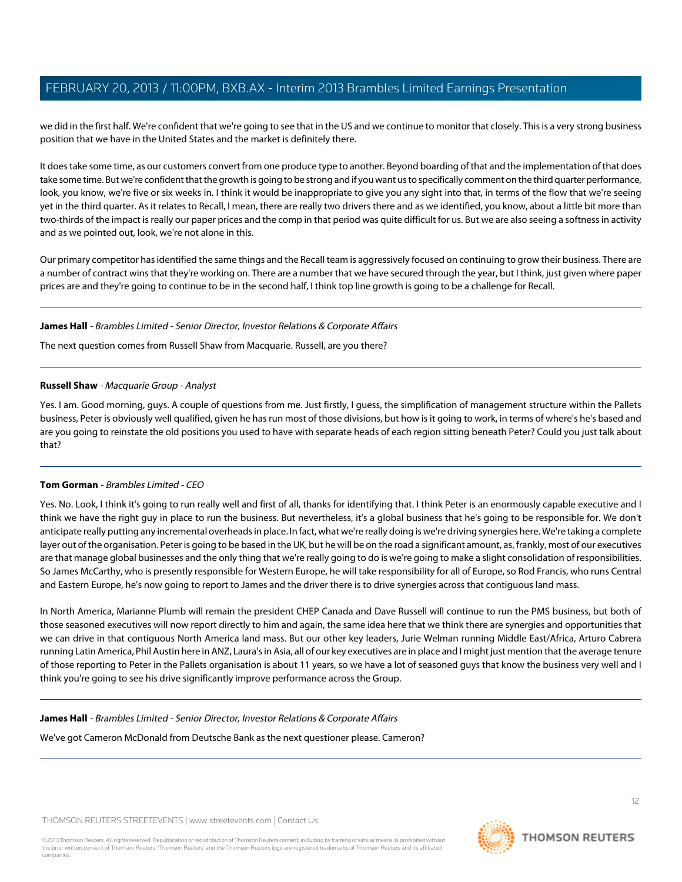we did in the first half. We're confident that we're going to see that in the US and we continue to monitor that closely. This is a very strong business position that we have in the United States and the market is definitely there.

It does take some time, as our customers convert from one produce type to another. Beyond boarding of that and the implementation of that does take some time. But we're confident that the growth is going to be strong and if you want us to specifically comment on the third quarter performance, look, you know, we're five or six weeks in. I think it would be inappropriate to give you any sight into that, in terms of the flow that we're seeing yet in the third quarter. As it relates to Recall, I mean, there are really two drivers there and as we identified, you know, about a little bit more than two-thirds of the impact is really our paper prices and the comp in that period was quite difficult for us. But we are also seeing a softness in activity and as we pointed out, look, we're not alone in this.

Our primary competitor has identified the same things and the Recall team is aggressively focused on continuing to grow their business. There are a number of contract wins that they're working on. There are a number that we have secured through the year, but I think, just given where paper prices are and they're going to continue to be in the second half, I think top line growth is going to be a challenge for Recall.

---

**James Hall** - *Brambles Limited - Senior Director, Investor Relations & Corporate Affairs*

The next question comes from Russell Shaw from Macquarie. Russell, are you there?

---

**Russell Shaw** - *Macquarie Group - Analyst*

Yes. I am. Good morning, guys. A couple of questions from me. Just firstly, I guess, the simplification of management structure within the Pallets business, Peter is obviously well qualified, given he has run most of those divisions, but how is it going to work, in terms of where's he's based and are you going to reinstate the old positions you used to have with separate heads of each region sitting beneath Peter? Could you just talk about that?

---

**Tom Gorman** - *Brambles Limited - CEO*

Yes. No. Look, I think it's going to run really well and first of all, thanks for identifying that. I think Peter is an enormously capable executive and I think we have the right guy in place to run the business. But nevertheless, it's a global business that he's going to be responsible for. We don't anticipate really putting any incremental overheads in place. In fact, what we're really doing is we're driving synergies here. We're taking a complete layer out of the organisation. Peter is going to be based in the UK, but he will be on the road a significant amount, as, frankly, most of our executives are that manage global businesses and the only thing that we're really going to do is we're going to make a slight consolidation of responsibilities. So James McCarthy, who is presently responsible for Western Europe, he will take responsibility for all of Europe, so Rod Francis, who runs Central and Eastern Europe, he's now going to report to James and the driver there is to drive synergies across that contiguous land mass.

In North America, Marianne Plumb will remain the president CHEP Canada and Dave Russell will continue to run the PMS business, but both of those seasoned executives will now report directly to him and again, the same idea here that we think there are synergies and opportunities that we can drive in that contiguous North America land mass. But our other key leaders, Jurie Welman running Middle East/Africa, Arturo Cabrera running Latin America, Phil Austin here in ANZ, Laura's in Asia, all of our key executives are in place and I might just mention that the average tenure of those reporting to Peter in the Pallets organisation is about 11 years, so we have a lot of seasoned guys that know the business very well and I think you're going to see his drive significantly improve performance across the Group.

---

**James Hall** - *Brambles Limited - Senior Director, Investor Relations & Corporate Affairs*

We've got Cameron McDonald from Deutsche Bank as the next questioner please. Cameron?

---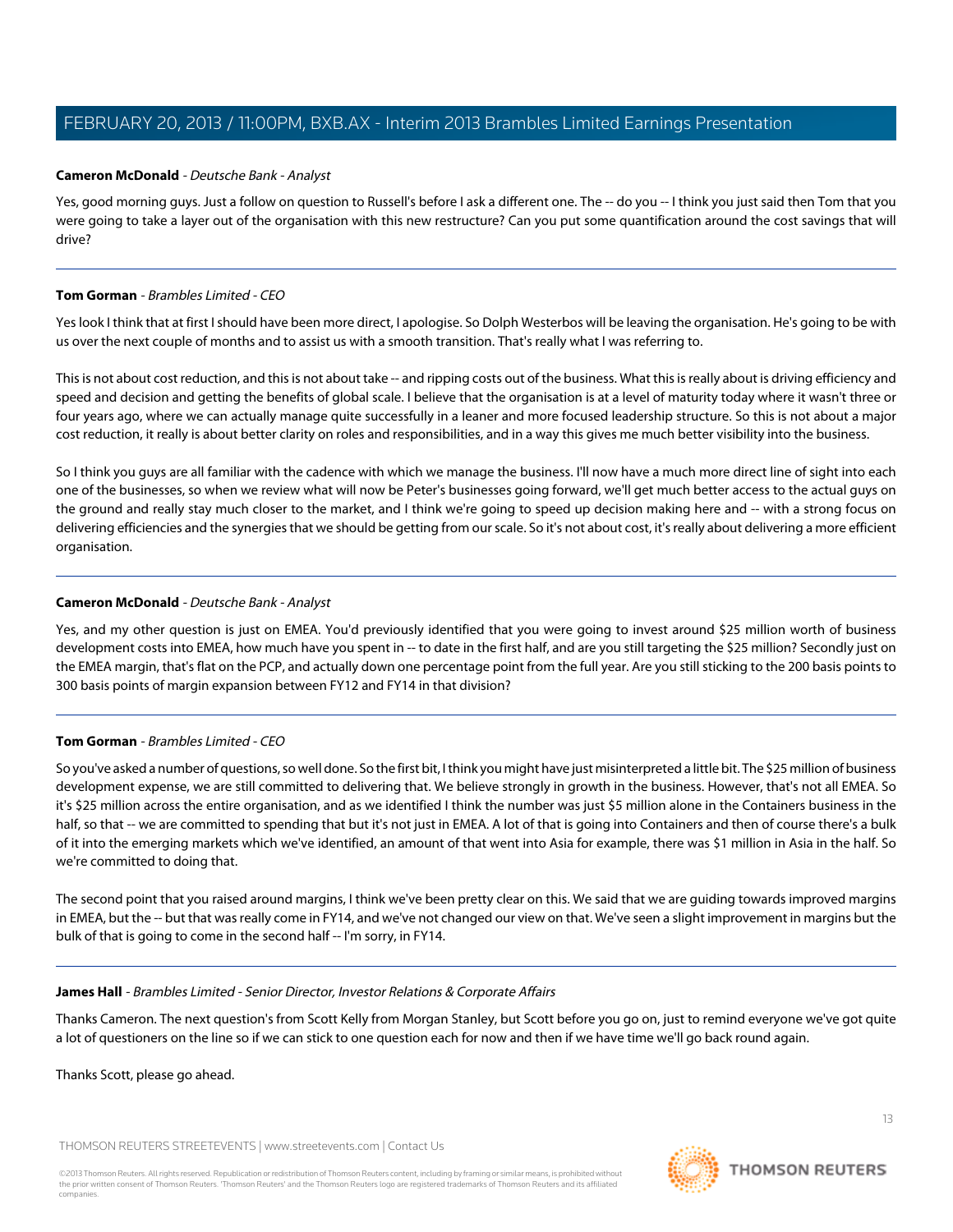**Cameron McDonald** - *Deutsche Bank - Analyst*

Yes, good morning guys. Just a follow on question to Russell's before I ask a different one. The -- do you -- I think you just said then Tom that you were going to take a layer out of the organisation with this new restructure? Can you put some quantification around the cost savings that will drive?

---

**Tom Gorman** - *Brambles Limited - CEO*

Yes look I think that at first I should have been more direct, I apologise. So Dolph Westerbos will be leaving the organisation. He's going to be with us over the next couple of months and to assist us with a smooth transition. That's really what I was referring to.

This is not about cost reduction, and this is not about take -- and ripping costs out of the business. What this is really about is driving efficiency and speed and decision and getting the benefits of global scale. I believe that the organisation is at a level of maturity today where it wasn't three or four years ago, where we can actually manage quite successfully in a leaner and more focused leadership structure. So this is not about a major cost reduction, it really is about better clarity on roles and responsibilities, and in a way this gives me much better visibility into the business.

So I think you guys are all familiar with the cadence with which we manage the business. I'll now have a much more direct line of sight into each one of the businesses, so when we review what will now be Peter's businesses going forward, we'll get much better access to the actual guys on the ground and really stay much closer to the market, and I think we're going to speed up decision making here and -- with a strong focus on delivering efficiencies and the synergies that we should be getting from our scale. So it's not about cost, it's really about delivering a more efficient organisation.

---

**Cameron McDonald** - *Deutsche Bank - Analyst*

Yes, and my other question is just on EMEA. You'd previously identified that you were going to invest around $25 million worth of business development costs into EMEA, how much have you spent in -- to date in the first half, and are you still targeting the $25 million? Secondly just on the EMEA margin, that's flat on the PCP, and actually down one percentage point from the full year. Are you still sticking to the 200 basis points to 300 basis points of margin expansion between FY12 and FY14 in that division?

---

**Tom Gorman** - *Brambles Limited - CEO*

So you've asked a number of questions, so well done. So the first bit, I think you might have just misinterpreted a little bit. The $25 million of business development expense, we are still committed to delivering that. We believe strongly in growth in the business. However, that's not all EMEA. So it's $25 million across the entire organisation, and as we identified I think the number was just $5 million alone in the Containers business in the half, so that -- we are committed to spending that but it's not just in EMEA. A lot of that is going into Containers and then of course there's a bulk of it into the emerging markets which we've identified, an amount of that went into Asia for example, there was $1 million in Asia in the half. So we're committed to doing that.

The second point that you raised around margins, I think we've been pretty clear on this. We said that we are guiding towards improved margins in EMEA, but the -- but that was really come in FY14, and we've not changed our view on that. We've seen a slight improvement in margins but the bulk of that is going to come in the second half -- I'm sorry, in FY14.

---

**James Hall** - *Brambles Limited - Senior Director, Investor Relations & Corporate Affairs*

Thanks Cameron. The next question's from Scott Kelly from Morgan Stanley, but Scott before you go on, just to remind everyone we've got quite a lot of questioners on the line so if we can stick to one question each for now and then if we have time we'll go back round again.

Thanks Scott, please go ahead.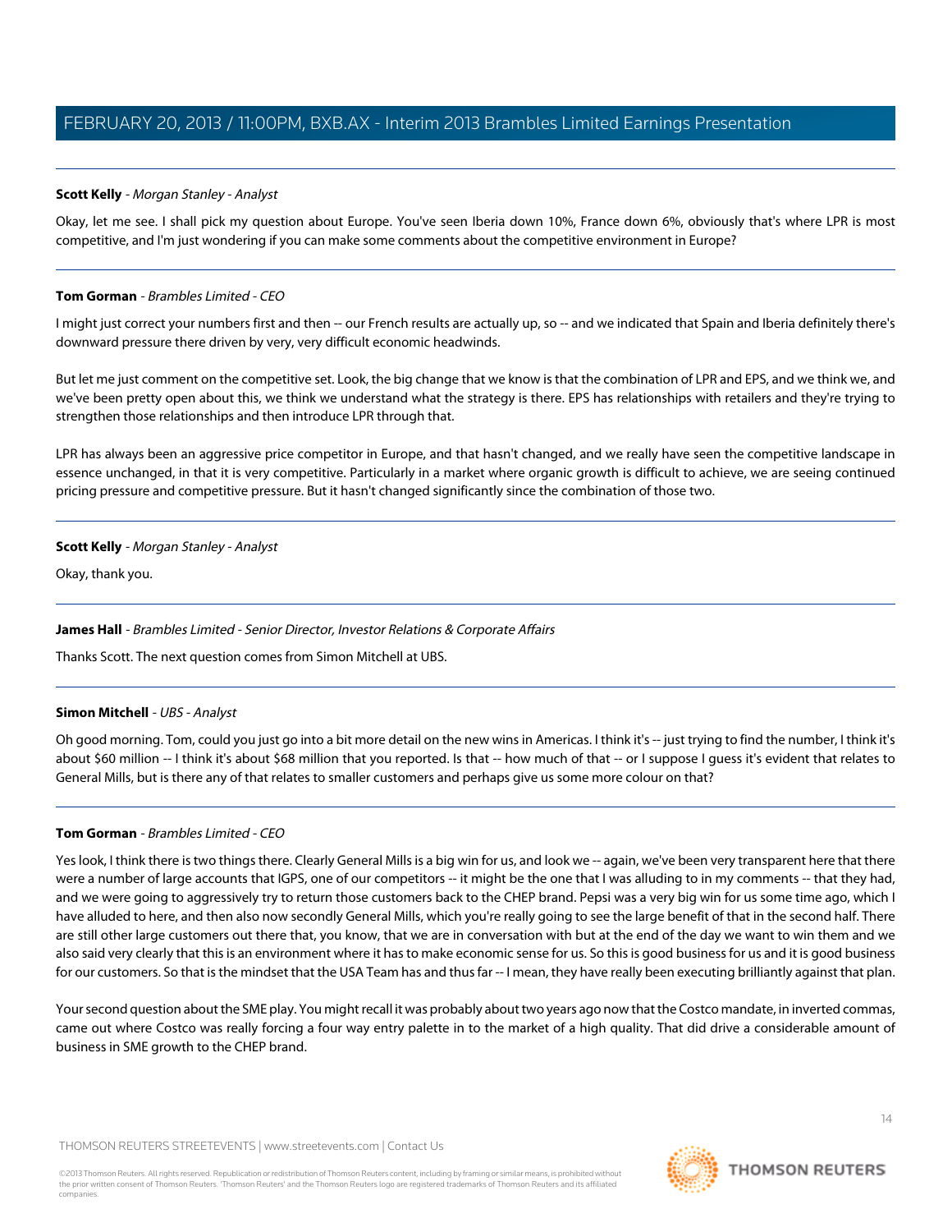**Scott Kelly** - *Morgan Stanley - Analyst*

Okay, let me see. I shall pick my question about Europe. You've seen Iberia down 10%, France down 6%, obviously that's where LPR is most competitive, and I'm just wondering if you can make some comments about the competitive environment in Europe?

---

**Tom Gorman** - *Brambles Limited - CEO*

I might just correct your numbers first and then -- our French results are actually up, so -- and we indicated that Spain and Iberia definitely there's downward pressure there driven by very, very difficult economic headwinds.

But let me just comment on the competitive set. Look, the big change that we know is that the combination of LPR and EPS, and we think we, and we've been pretty open about this, we think we understand what the strategy is there. EPS has relationships with retailers and they're trying to strengthen those relationships and then introduce LPR through that.

LPR has always been an aggressive price competitor in Europe, and that hasn't changed, and we really have seen the competitive landscape in essence unchanged, in that it is very competitive. Particularly in a market where organic growth is difficult to achieve, we are seeing continued pricing pressure and competitive pressure. But it hasn't changed significantly since the combination of those two.

---

**Scott Kelly** - *Morgan Stanley - Analyst*

Okay, thank you.

---

**James Hall** - *Brambles Limited - Senior Director, Investor Relations & Corporate Affairs*

Thanks Scott. The next question comes from Simon Mitchell at UBS.

---

**Simon Mitchell** - *UBS - Analyst*

Oh good morning. Tom, could you just go into a bit more detail on the new wins in Americas. I think it's -- just trying to find the number, I think it's about $60 million -- I think it's about $68 million that you reported. Is that -- how much of that -- or I suppose I guess it's evident that relates to General Mills, but is there any of that relates to smaller customers and perhaps give us some more colour on that?

---

**Tom Gorman** - *Brambles Limited - CEO*

Yes look, I think there is two things there. Clearly General Mills is a big win for us, and look we -- again, we've been very transparent here that there were a number of large accounts that IGPS, one of our competitors -- it might be the one that I was alluding to in my comments -- that they had, and we were going to aggressively try to return those customers back to the CHEP brand. Pepsi was a very big win for us some time ago, which I have alluded to here, and then also now secondly General Mills, which you're really going to see the large benefit of that in the second half. There are still other large customers out there that, you know, that we are in conversation with but at the end of the day we want to win them and we also said very clearly that this is an environment where it has to make economic sense for us. So this is good business for us and it is good business for our customers. So that is the mindset that the USA Team has and thus far -- I mean, they have really been executing brilliantly against that plan.

Your second question about the SME play. You might recall it was probably about two years ago now that the Costco mandate, in inverted commas, came out where Costco was really forcing a four way entry palette in to the market of a high quality. That did drive a considerable amount of business in SME growth to the CHEP brand.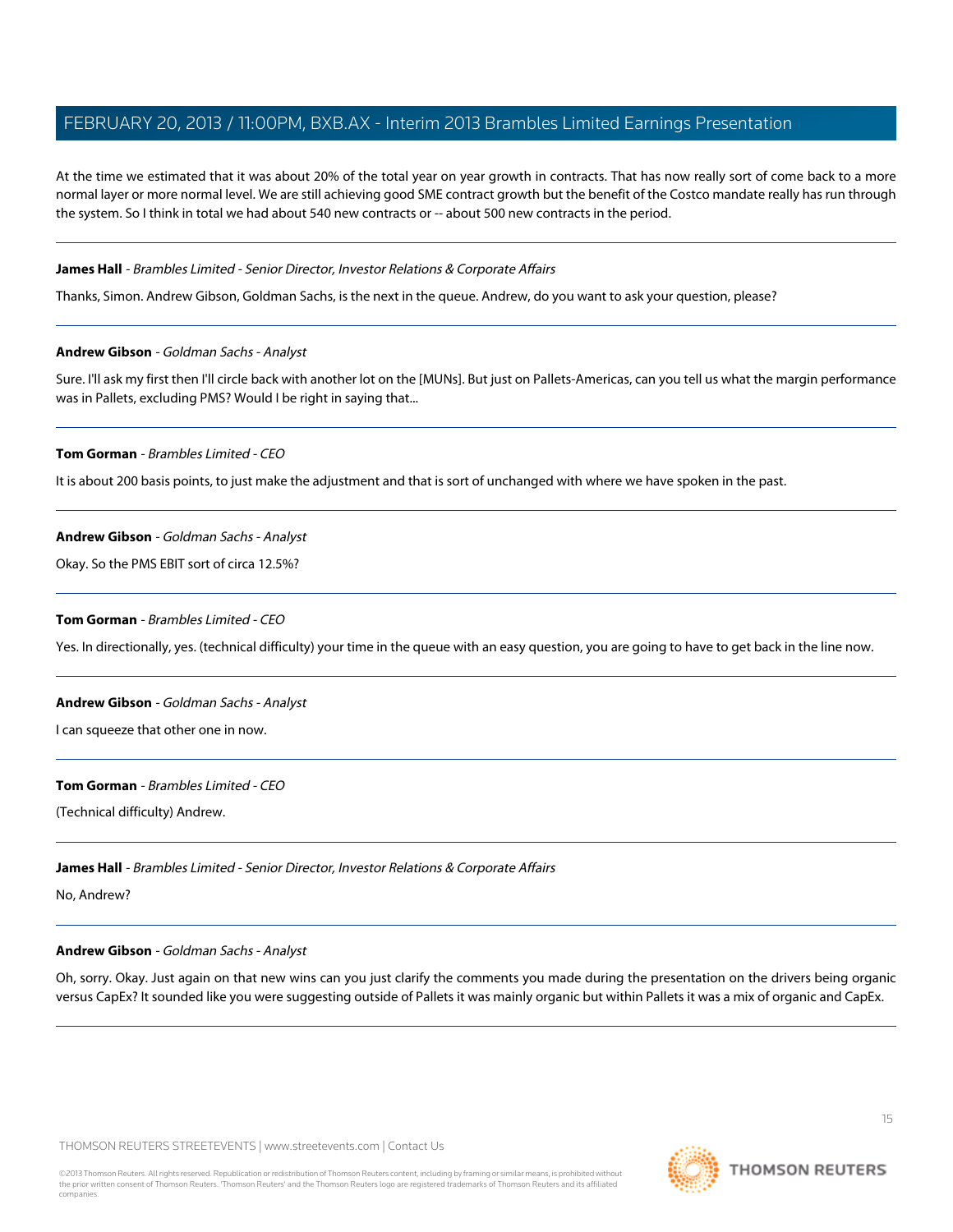At the time we estimated that it was about 20% of the total year on year growth in contracts. That has now really sort of come back to a more normal layer or more normal level. We are still achieving good SME contract growth but the benefit of the Costco mandate really has run through the system. So I think in total we had about 540 new contracts or -- about 500 new contracts in the period.

---

**James Hall** - *Brambles Limited - Senior Director, Investor Relations & Corporate Affairs*

Thanks, Simon. Andrew Gibson, Goldman Sachs, is the next in the queue. Andrew, do you want to ask your question, please?

---

**Andrew Gibson** - *Goldman Sachs - Analyst*

Sure. I'll ask my first then I'll circle back with another lot on the [MUNs]. But just on Pallets-Americas, can you tell us what the margin performance was in Pallets, excluding PMS? Would I be right in saying that...

---

**Tom Gorman** - *Brambles Limited - CEO*

It is about 200 basis points, to just make the adjustment and that is sort of unchanged with where we have spoken in the past.

---

**Andrew Gibson** - *Goldman Sachs - Analyst*

Okay. So the PMS EBIT sort of circa 12.5%?

---

**Tom Gorman** - *Brambles Limited - CEO*

Yes. In directionally, yes. (technical difficulty) your time in the queue with an easy question, you are going to have to get back in the line now.

---

**Andrew Gibson** - *Goldman Sachs - Analyst*

I can squeeze that other one in now.

---

**Tom Gorman** - *Brambles Limited - CEO*

(Technical difficulty) Andrew.

---

**James Hall** - *Brambles Limited - Senior Director, Investor Relations & Corporate Affairs*

No, Andrew?

---

**Andrew Gibson** - *Goldman Sachs - Analyst*

Oh, sorry. Okay. Just again on that new wins can you just clarify the comments you made during the presentation on the drivers being organic versus CapEx? It sounded like you were suggesting outside of Pallets it was mainly organic but within Pallets it was a mix of organic and CapEx.

---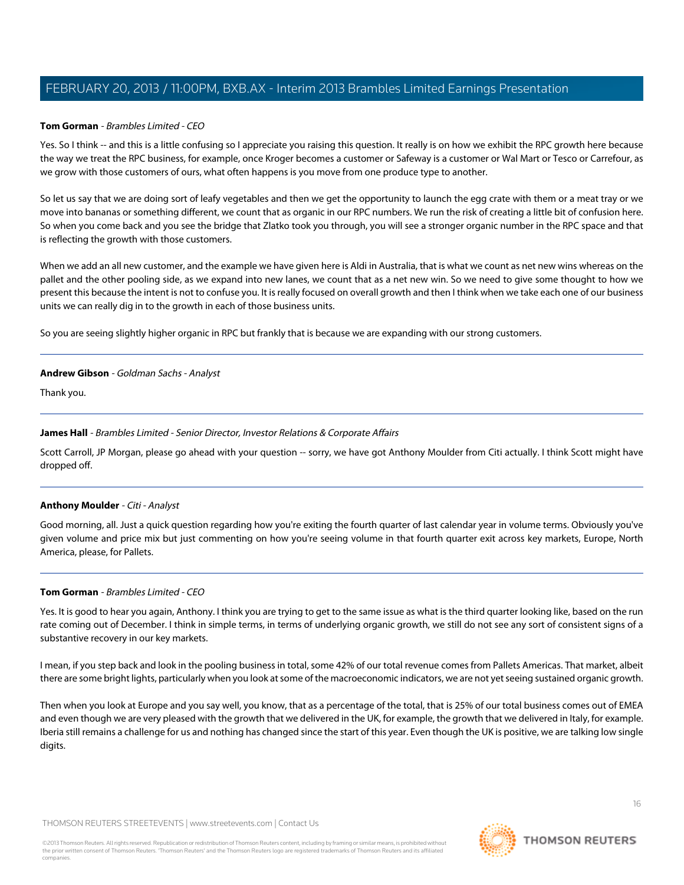**Tom Gorman** - *Brambles Limited - CEO*

Yes. So I think -- and this is a little confusing so I appreciate you raising this question. It really is on how we exhibit the RPC growth here because the way we treat the RPC business, for example, once Kroger becomes a customer or Safeway is a customer or Wal Mart or Tesco or Carrefour, as we grow with those customers of ours, what often happens is you move from one produce type to another.

So let us say that we are doing sort of leafy vegetables and then we get the opportunity to launch the egg crate with them or a meat tray or we move into bananas or something different, we count that as organic in our RPC numbers. We run the risk of creating a little bit of confusion here. So when you come back and you see the bridge that Zlatko took you through, you will see a stronger organic number in the RPC space and that is reflecting the growth with those customers.

When we add an all new customer, and the example we have given here is Aldi in Australia, that is what we count as net new wins whereas on the pallet and the other pooling side, as we expand into new lanes, we count that as a net new win. So we need to give some thought to how we present this because the intent is not to confuse you. It is really focused on overall growth and then I think when we take each one of our business units we can really dig in to the growth in each of those business units.

So you are seeing slightly higher organic in RPC but frankly that is because we are expanding with our strong customers.

---

**Andrew Gibson** - *Goldman Sachs - Analyst*

Thank you.

---

**James Hall** - *Brambles Limited - Senior Director, Investor Relations & Corporate Affairs*

Scott Carroll, JP Morgan, please go ahead with your question -- sorry, we have got Anthony Moulder from Citi actually. I think Scott might have dropped off.

---

**Anthony Moulder** - *Citi - Analyst*

Good morning, all. Just a quick question regarding how you're exiting the fourth quarter of last calendar year in volume terms. Obviously you've given volume and price mix but just commenting on how you're seeing volume in that fourth quarter exit across key markets, Europe, North America, please, for Pallets.

---

**Tom Gorman** - *Brambles Limited - CEO*

Yes. It is good to hear you again, Anthony. I think you are trying to get to the same issue as what is the third quarter looking like, based on the run rate coming out of December. I think in simple terms, in terms of underlying organic growth, we still do not see any sort of consistent signs of a substantive recovery in our key markets.

I mean, if you step back and look in the pooling business in total, some 42% of our total revenue comes from Pallets Americas. That market, albeit there are some bright lights, particularly when you look at some of the macroeconomic indicators, we are not yet seeing sustained organic growth.

Then when you look at Europe and you say well, you know, that as a percentage of the total, that is 25% of our total business comes out of EMEA and even though we are very pleased with the growth that we delivered in the UK, for example, the growth that we delivered in Italy, for example. Iberia still remains a challenge for us and nothing has changed since the start of this year. Even though the UK is positive, we are talking low single digits.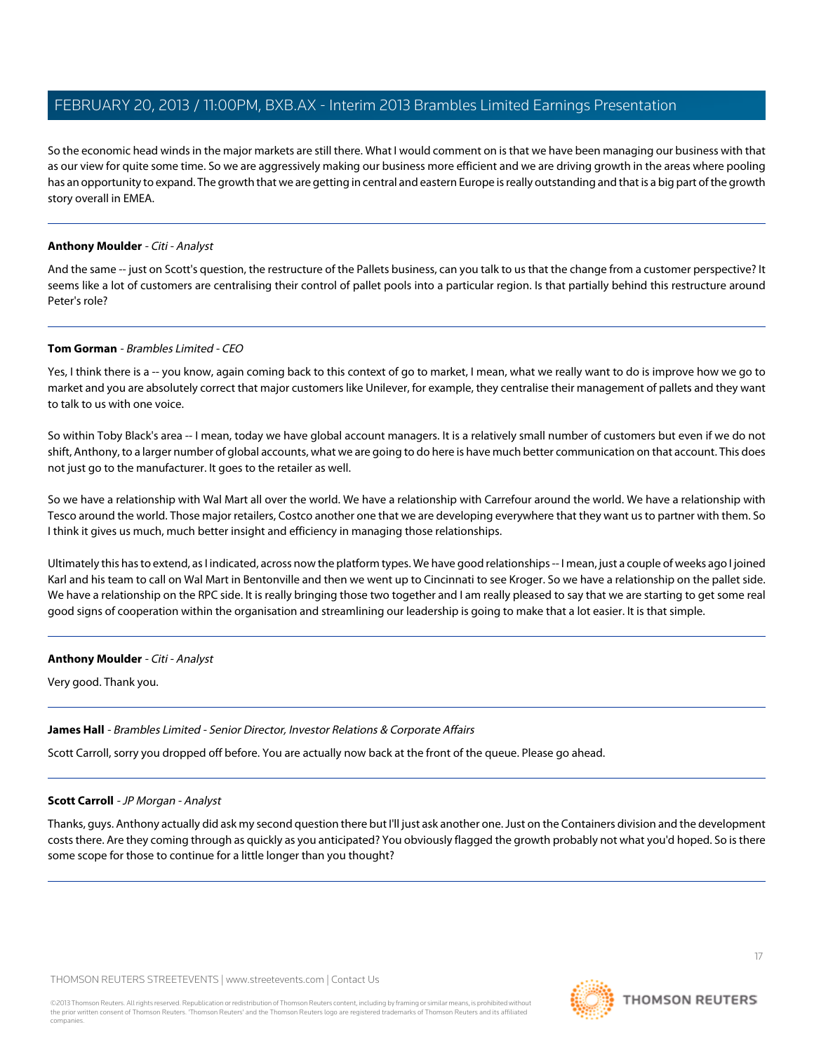So the economic head winds in the major markets are still there. What I would comment on is that we have been managing our business with that as our view for quite some time. So we are aggressively making our business more efficient and we are driving growth in the areas where pooling has an opportunity to expand. The growth that we are getting in central and eastern Europe is really outstanding and that is a big part of the growth story overall in EMEA.

---

**Anthony Moulder** - *Citi - Analyst*

And the same -- just on Scott's question, the restructure of the Pallets business, can you talk to us that the change from a customer perspective? It seems like a lot of customers are centralising their control of pallet pools into a particular region. Is that partially behind this restructure around Peter's role?

---

**Tom Gorman** - *Brambles Limited - CEO*

Yes, I think there is a -- you know, again coming back to this context of go to market, I mean, what we really want to do is improve how we go to market and you are absolutely correct that major customers like Unilever, for example, they centralise their management of pallets and they want to talk to us with one voice.

So within Toby Black's area -- I mean, today we have global account managers. It is a relatively small number of customers but even if we do not shift, Anthony, to a larger number of global accounts, what we are going to do here is have much better communication on that account. This does not just go to the manufacturer. It goes to the retailer as well.

So we have a relationship with Wal Mart all over the world. We have a relationship with Carrefour around the world. We have a relationship with Tesco around the world. Those major retailers, Costco another one that we are developing everywhere that they want us to partner with them. So I think it gives us much, much better insight and efficiency in managing those relationships.

Ultimately this has to extend, as I indicated, across now the platform types. We have good relationships -- I mean, just a couple of weeks ago I joined Karl and his team to call on Wal Mart in Bentonville and then we went up to Cincinnati to see Kroger. So we have a relationship on the pallet side. We have a relationship on the RPC side. It is really bringing those two together and I am really pleased to say that we are starting to get some real good signs of cooperation within the organisation and streamlining our leadership is going to make that a lot easier. It is that simple.

---

**Anthony Moulder** - *Citi - Analyst*

Very good. Thank you.

---

**James Hall** - *Brambles Limited - Senior Director, Investor Relations & Corporate Affairs*

Scott Carroll, sorry you dropped off before. You are actually now back at the front of the queue. Please go ahead.

---

**Scott Carroll** - *JP Morgan - Analyst*

Thanks, guys. Anthony actually did ask my second question there but I'll just ask another one. Just on the Containers division and the development costs there. Are they coming through as quickly as you anticipated? You obviously flagged the growth probably not what you'd hoped. So is there some scope for those to continue for a little longer than you thought?

---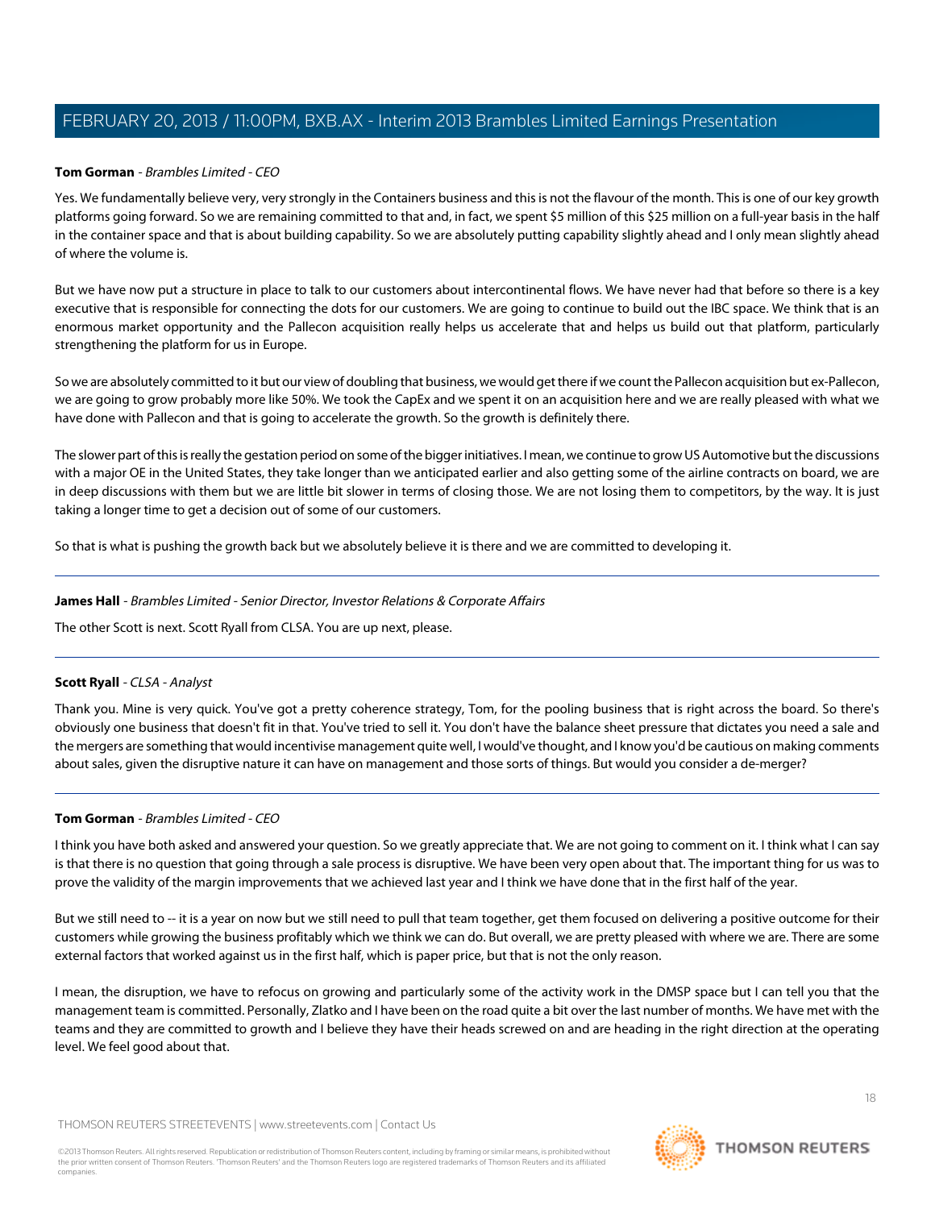**Tom Gorman** - *Brambles Limited - CEO*

Yes. We fundamentally believe very, very strongly in the Containers business and this is not the flavour of the month. This is one of our key growth platforms going forward. So we are remaining committed to that and, in fact, we spent $5 million of this $25 million on a full-year basis in the half in the container space and that is about building capability. So we are absolutely putting capability slightly ahead and I only mean slightly ahead of where the volume is.

But we have now put a structure in place to talk to our customers about intercontinental flows. We have never had that before so there is a key executive that is responsible for connecting the dots for our customers. We are going to continue to build out the IBC space. We think that is an enormous market opportunity and the Pallecon acquisition really helps us accelerate that and helps us build out that platform, particularly strengthening the platform for us in Europe.

So we are absolutely committed to it but our view of doubling that business, we would get there if we count the Pallecon acquisition but ex-Pallecon, we are going to grow probably more like 50%. We took the CapEx and we spent it on an acquisition here and we are really pleased with what we have done with Pallecon and that is going to accelerate the growth. So the growth is definitely there.

The slower part of this is really the gestation period on some of the bigger initiatives. I mean, we continue to grow US Automotive but the discussions with a major OE in the United States, they take longer than we anticipated earlier and also getting some of the airline contracts on board, we are in deep discussions with them but we are little bit slower in terms of closing those. We are not losing them to competitors, by the way. It is just taking a longer time to get a decision out of some of our customers.

So that is what is pushing the growth back but we absolutely believe it is there and we are committed to developing it.

---

**James Hall** - *Brambles Limited - Senior Director, Investor Relations & Corporate Affairs*

The other Scott is next. Scott Ryall from CLSA. You are up next, please.

---

**Scott Ryall** - *CLSA - Analyst*

Thank you. Mine is very quick. You've got a pretty coherence strategy, Tom, for the pooling business that is right across the board. So there's obviously one business that doesn't fit in that. You've tried to sell it. You don't have the balance sheet pressure that dictates you need a sale and the mergers are something that would incentivise management quite well, I would've thought, and I know you'd be cautious on making comments about sales, given the disruptive nature it can have on management and those sorts of things. But would you consider a de-merger?

---

**Tom Gorman** - *Brambles Limited - CEO*

I think you have both asked and answered your question. So we greatly appreciate that. We are not going to comment on it. I think what I can say is that there is no question that going through a sale process is disruptive. We have been very open about that. The important thing for us was to prove the validity of the margin improvements that we achieved last year and I think we have done that in the first half of the year.

But we still need to -- it is a year on now but we still need to pull that team together, get them focused on delivering a positive outcome for their customers while growing the business profitably which we think we can do. But overall, we are pretty pleased with where we are. There are some external factors that worked against us in the first half, which is paper price, but that is not the only reason.

I mean, the disruption, we have to refocus on growing and particularly some of the activity work in the DMSP space but I can tell you that the management team is committed. Personally, Zlatko and I have been on the road quite a bit over the last number of months. We have met with the teams and they are committed to growth and I believe they have their heads screwed on and are heading in the right direction at the operating level. We feel good about that.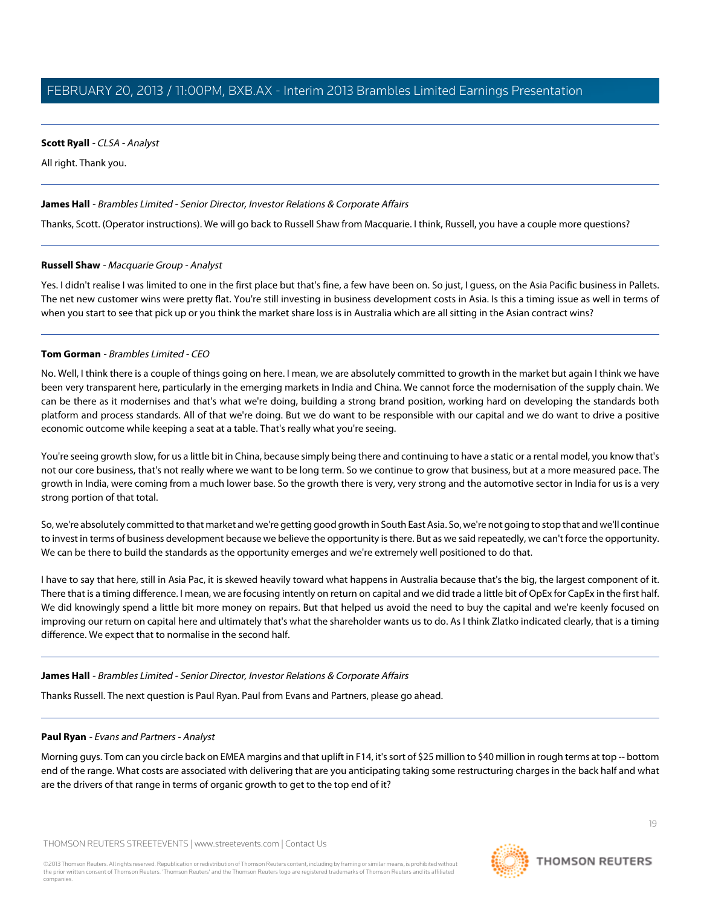**Scott Ryall** - *CLSA - Analyst*

All right. Thank you.

---

**James Hall** - *Brambles Limited - Senior Director, Investor Relations & Corporate Affairs*

Thanks, Scott. (Operator instructions). We will go back to Russell Shaw from Macquarie. I think, Russell, you have a couple more questions?

---

**Russell Shaw** - *Macquarie Group - Analyst*

Yes. I didn't realise I was limited to one in the first place but that's fine, a few have been on. So just, I guess, on the Asia Pacific business in Pallets. The net new customer wins were pretty flat. You're still investing in business development costs in Asia. Is this a timing issue as well in terms of when you start to see that pick up or you think the market share loss is in Australia which are all sitting in the Asian contract wins?

---

**Tom Gorman** - *Brambles Limited - CEO*

No. Well, I think there is a couple of things going on here. I mean, we are absolutely committed to growth in the market but again I think we have been very transparent here, particularly in the emerging markets in India and China. We cannot force the modernisation of the supply chain. We can be there as it modernises and that's what we're doing, building a strong brand position, working hard on developing the standards both platform and process standards. All of that we're doing. But we do want to be responsible with our capital and we do want to drive a positive economic outcome while keeping a seat at a table. That's really what you're seeing.

You're seeing growth slow, for us a little bit in China, because simply being there and continuing to have a static or a rental model, you know that's not our core business, that's not really where we want to be long term. So we continue to grow that business, but at a more measured pace. The growth in India, were coming from a much lower base. So the growth there is very, very strong and the automotive sector in India for us is a very strong portion of that total.

So, we're absolutely committed to that market and we're getting good growth in South East Asia. So, we're not going to stop that and we'll continue to invest in terms of business development because we believe the opportunity is there. But as we said repeatedly, we can't force the opportunity. We can be there to build the standards as the opportunity emerges and we're extremely well positioned to do that.

I have to say that here, still in Asia Pac, it is skewed heavily toward what happens in Australia because that's the big, the largest component of it. There that is a timing difference. I mean, we are focusing intently on return on capital and we did trade a little bit of OpEx for CapEx in the first half. We did knowingly spend a little bit more money on repairs. But that helped us avoid the need to buy the capital and we're keenly focused on improving our return on capital here and ultimately that's what the shareholder wants us to do. As I think Zlatko indicated clearly, that is a timing difference. We expect that to normalise in the second half.

---

**James Hall** - *Brambles Limited - Senior Director, Investor Relations & Corporate Affairs*

Thanks Russell. The next question is Paul Ryan. Paul from Evans and Partners, please go ahead.

---

**Paul Ryan** - *Evans and Partners - Analyst*

Morning guys. Tom can you circle back on EMEA margins and that uplift in F14, it's sort of $25 million to $40 million in rough terms at top -- bottom end of the range. What costs are associated with delivering that are you anticipating taking some restructuring charges in the back half and what are the drivers of that range in terms of organic growth to get to the top end of it?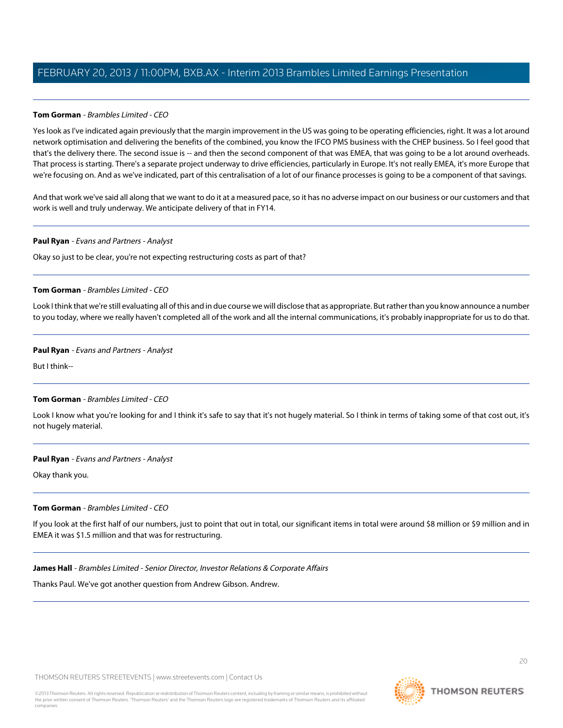**Tom Gorman** - *Brambles Limited - CEO*

Yes look as I've indicated again previously that the margin improvement in the US was going to be operating efficiencies, right. It was a lot around network optimisation and delivering the benefits of the combined, you know the IFCO PMS business with the CHEP business. So I feel good that that's the delivery there. The second issue is -- and then the second component of that was EMEA, that was going to be a lot around overheads. That process is starting. There's a separate project underway to drive efficiencies, particularly in Europe. It's not really EMEA, it's more Europe that we're focusing on. And as we've indicated, part of this centralisation of a lot of our finance processes is going to be a component of that savings.

And that work we've said all along that we want to do it at a measured pace, so it has no adverse impact on our business or our customers and that work is well and truly underway. We anticipate delivery of that in FY14.

---

**Paul Ryan** - *Evans and Partners - Analyst*

Okay so just to be clear, you're not expecting restructuring costs as part of that?

---

**Tom Gorman** - *Brambles Limited - CEO*

Look I think that we're still evaluating all of this and in due course we will disclose that as appropriate. But rather than you know announce a number to you today, where we really haven't completed all of the work and all the internal communications, it's probably inappropriate for us to do that.

---

**Paul Ryan** - *Evans and Partners - Analyst*

But I think--

---

**Tom Gorman** - *Brambles Limited - CEO*

Look I know what you're looking for and I think it's safe to say that it's not hugely material. So I think in terms of taking some of that cost out, it's not hugely material.

---

**Paul Ryan** - *Evans and Partners - Analyst*

Okay thank you.

---

**Tom Gorman** - *Brambles Limited - CEO*

If you look at the first half of our numbers, just to point that out in total, our significant items in total were around $8 million or $9 million and in EMEA it was $1.5 million and that was for restructuring.

---

**James Hall** - *Brambles Limited - Senior Director, Investor Relations & Corporate Affairs*

Thanks Paul. We've got another question from Andrew Gibson. Andrew.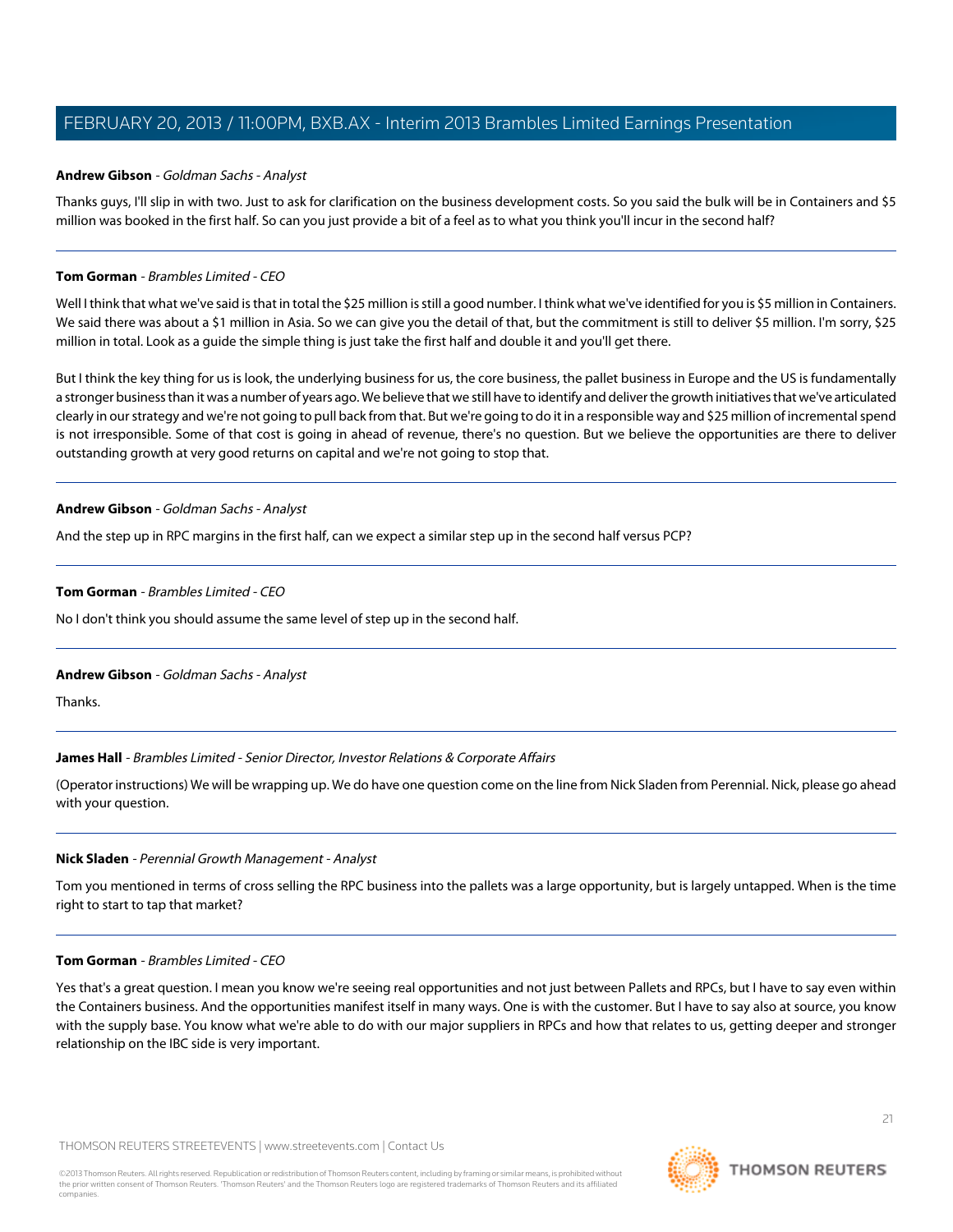**Andrew Gibson** - *Goldman Sachs - Analyst*

Thanks guys, I'll slip in with two. Just to ask for clarification on the business development costs. So you said the bulk will be in Containers and $5 million was booked in the first half. So can you just provide a bit of a feel as to what you think you'll incur in the second half?

---

**Tom Gorman** - *Brambles Limited - CEO*

Well I think that what we've said is that in total the $25 million is still a good number. I think what we've identified for you is $5 million in Containers. We said there was about a $1 million in Asia. So we can give you the detail of that, but the commitment is still to deliver $5 million. I'm sorry, $25 million in total. Look as a guide the simple thing is just take the first half and double it and you'll get there.

But I think the key thing for us is look, the underlying business for us, the core business, the pallet business in Europe and the US is fundamentally a stronger business than it was a number of years ago. We believe that we still have to identify and deliver the growth initiatives that we've articulated clearly in our strategy and we're not going to pull back from that. But we're going to do it in a responsible way and $25 million of incremental spend is not irresponsible. Some of that cost is going in ahead of revenue, there's no question. But we believe the opportunities are there to deliver outstanding growth at very good returns on capital and we're not going to stop that.

---

**Andrew Gibson** - *Goldman Sachs - Analyst*

And the step up in RPC margins in the first half, can we expect a similar step up in the second half versus PCP?

---

**Tom Gorman** - *Brambles Limited - CEO*

No I don't think you should assume the same level of step up in the second half.

---

**Andrew Gibson** - *Goldman Sachs - Analyst*

Thanks.

---

**James Hall** - *Brambles Limited - Senior Director, Investor Relations & Corporate Affairs*

(Operator instructions) We will be wrapping up. We do have one question come on the line from Nick Sladen from Perennial. Nick, please go ahead with your question.

---

**Nick Sladen** - *Perennial Growth Management - Analyst*

Tom you mentioned in terms of cross selling the RPC business into the pallets was a large opportunity, but is largely untapped. When is the time right to start to tap that market?

---

**Tom Gorman** - *Brambles Limited - CEO*

Yes that's a great question. I mean you know we're seeing real opportunities and not just between Pallets and RPCs, but I have to say even within the Containers business. And the opportunities manifest itself in many ways. One is with the customer. But I have to say also at source, you know with the supply base. You know what we're able to do with our major suppliers in RPCs and how that relates to us, getting deeper and stronger relationship on the IBC side is very important.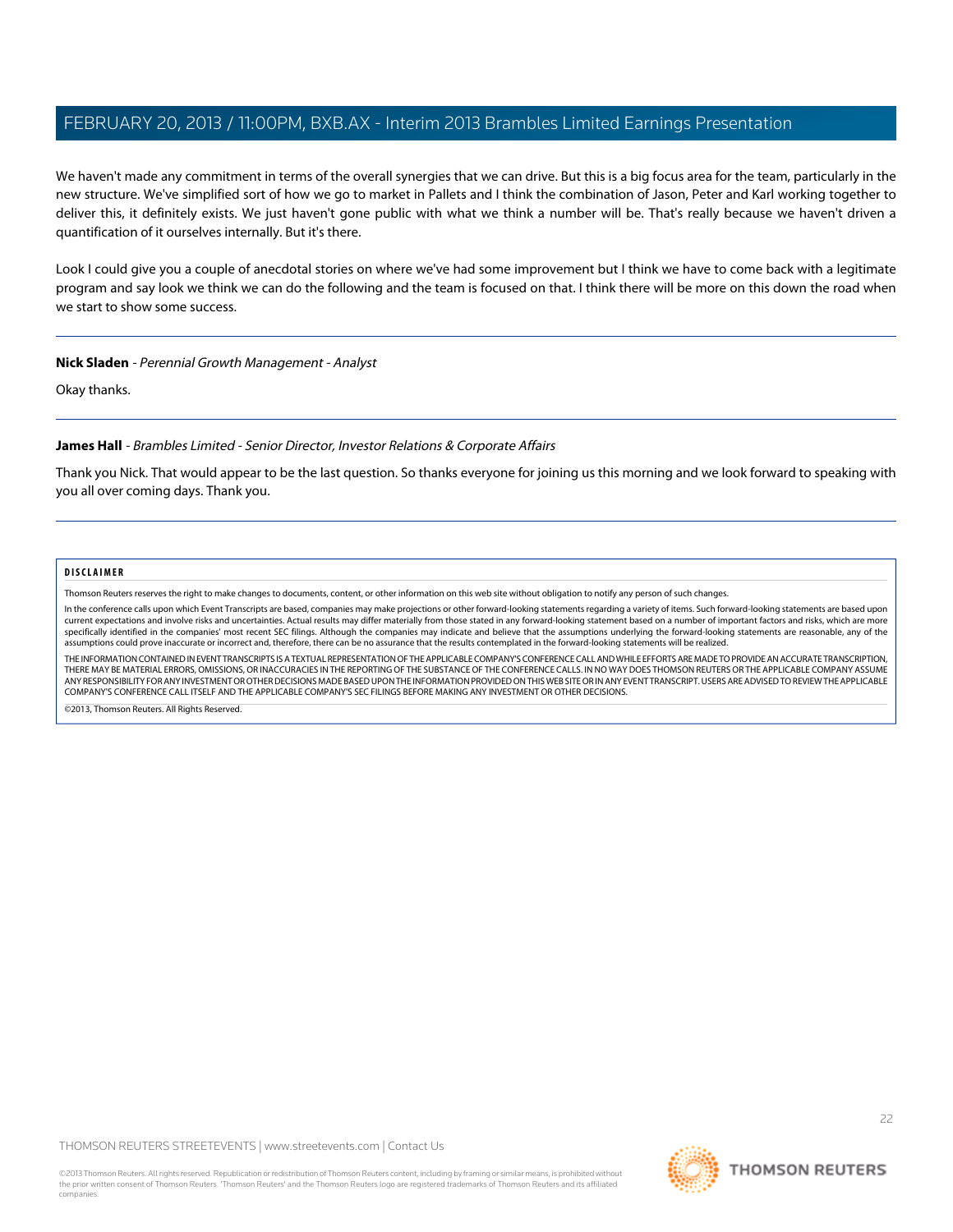We haven't made any commitment in terms of the overall synergies that we can drive. But this is a big focus area for the team, particularly in the new structure. We've simplified sort of how we go to market in Pallets and I think the combination of Jason, Peter and Karl working together to deliver this, it definitely exists. We just haven't gone public with what we think a number will be. That's really because we haven't driven a quantification of it ourselves internally. But it's there.

Look I could give you a couple of anecdotal stories on where we've had some improvement but I think we have to come back with a legitimate program and say look we think we can do the following and the team is focused on that. I think there will be more on this down the road when we start to show some success.

---

**Nick Sladen** - *Perennial Growth Management - Analyst*

Okay thanks.

---

**James Hall** - *Brambles Limited - Senior Director, Investor Relations & Corporate Affairs*

Thank you Nick. That would appear to be the last question. So thanks everyone for joining us this morning and we look forward to speaking with you all over coming days. Thank you.

---

**DISCLAIMER**

Thomson Reuters reserves the right to make changes to documents, content, or other information on this web site without obligation to notify any person of such changes.

In the conference calls upon which Event Transcripts are based, companies may make projections or other forward-looking statements regarding a variety of items. Such forward-looking statements are based upon current expectations and involve risks and uncertainties. Actual results may differ materially from those stated in any forward-looking statement based on a number of important factors and risks, which are more specifically identified in the companies' most recent SEC filings. Although the companies may indicate and believe that the assumptions underlying the forward-looking statements are reasonable, any of the assumptions could prove inaccurate or incorrect and, therefore, there can be no assurance that the results contemplated in the forward-looking statements will be realized.

THE INFORMATION CONTAINED IN EVENT TRANSCRIPTS IS A TEXTUAL REPRESENTATION OF THE APPLICABLE COMPANY'S CONFERENCE CALL AND WHILE EFFORTS ARE MADE TO PROVIDE AN ACCURATE TRANSCRIPTION, THERE MAY BE MATERIAL ERRORS, OMISSIONS, OR INACCURACIES IN THE REPORTING OF THE SUBSTANCE OF THE CONFERENCE CALLS. IN NO WAY DOES THOMSON REUTERS OR THE APPLICABLE COMPANY ASSUME ANY RESPONSIBILITY FOR ANY INVESTMENT OR OTHER DECISIONS MADE BASED UPON THE INFORMATION PROVIDED ON THIS WEB SITE OR IN ANY EVENT TRANSCRIPT. USERS ARE ADVISED TO REVIEW THE APPLICABLE COMPANY'S CONFERENCE CALL ITSELF AND THE APPLICABLE COMPANY'S SEC FILINGS BEFORE MAKING ANY INVESTMENT OR OTHER DECISIONS.

©2013, Thomson Reuters. All Rights Reserved.